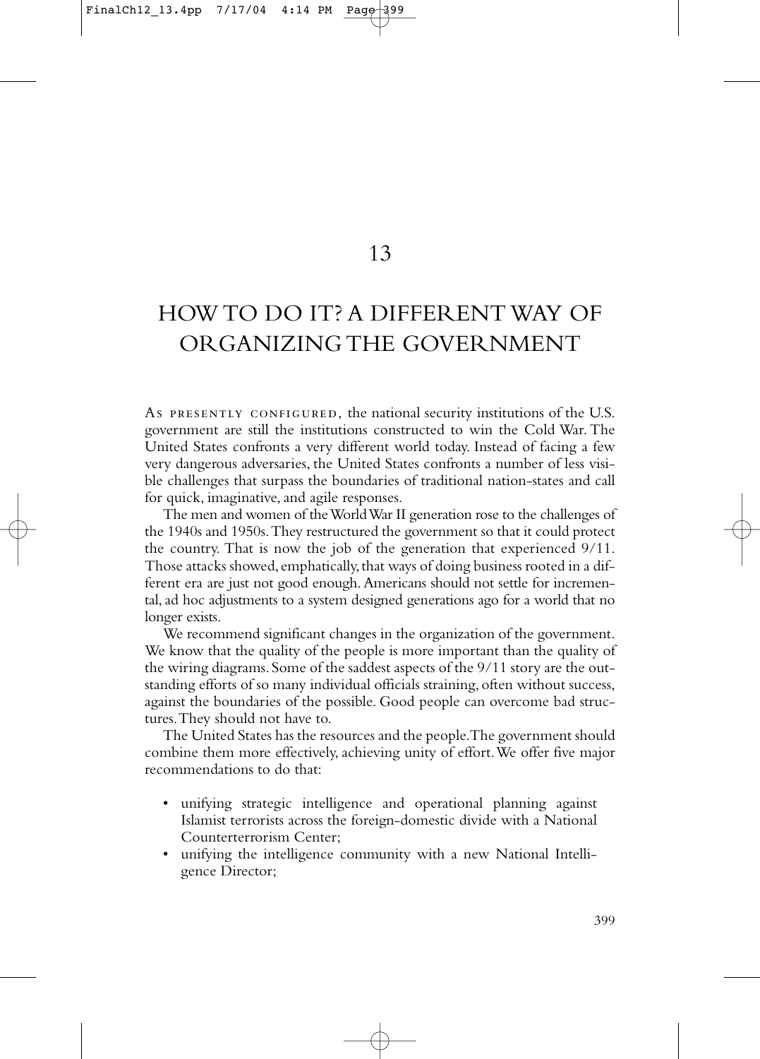# 13

# HOW TO DO IT? A DIFFERENT WAY OF ORGANIZING THE GOVERNMENT

As presently configured, the national security institutions of the U.S. government are still the institutions constructed to win the Cold War. The United States confronts a very different world today. Instead of facing a few very dangerous adversaries, the United States confronts a number of less visible challenges that surpass the boundaries of traditional nation-states and call for quick, imaginative, and agile responses.

The men and women of the World War II generation rose to the challenges of the 1940s and 1950s. They restructured the government so that it could protect the country. That is now the job of the generation that experienced 9/11. Those attacks showed, emphatically, that ways of doing business rooted in a different era are just not good enough. Americans should not settle for incremental, ad hoc adjustments to a system designed generations ago for a world that no longer exists.

We recommend significant changes in the organization of the government. We know that the quality of the people is more important than the quality of the wiring diagrams. Some of the saddest aspects of the 9/11 story are the outstanding efforts of so many individual officials straining, often without success, against the boundaries of the possible. Good people can overcome bad structures. They should not have to.

The United States has the resources and the people. The government should combine them more effectively, achieving unity of effort. We offer five major recommendations to do that:

- unifying strategic intelligence and operational planning against Islamist terrorists across the foreign-domestic divide with a National Counterterrorism Center;
- unifying the intelligence community with a new National Intelligence Director;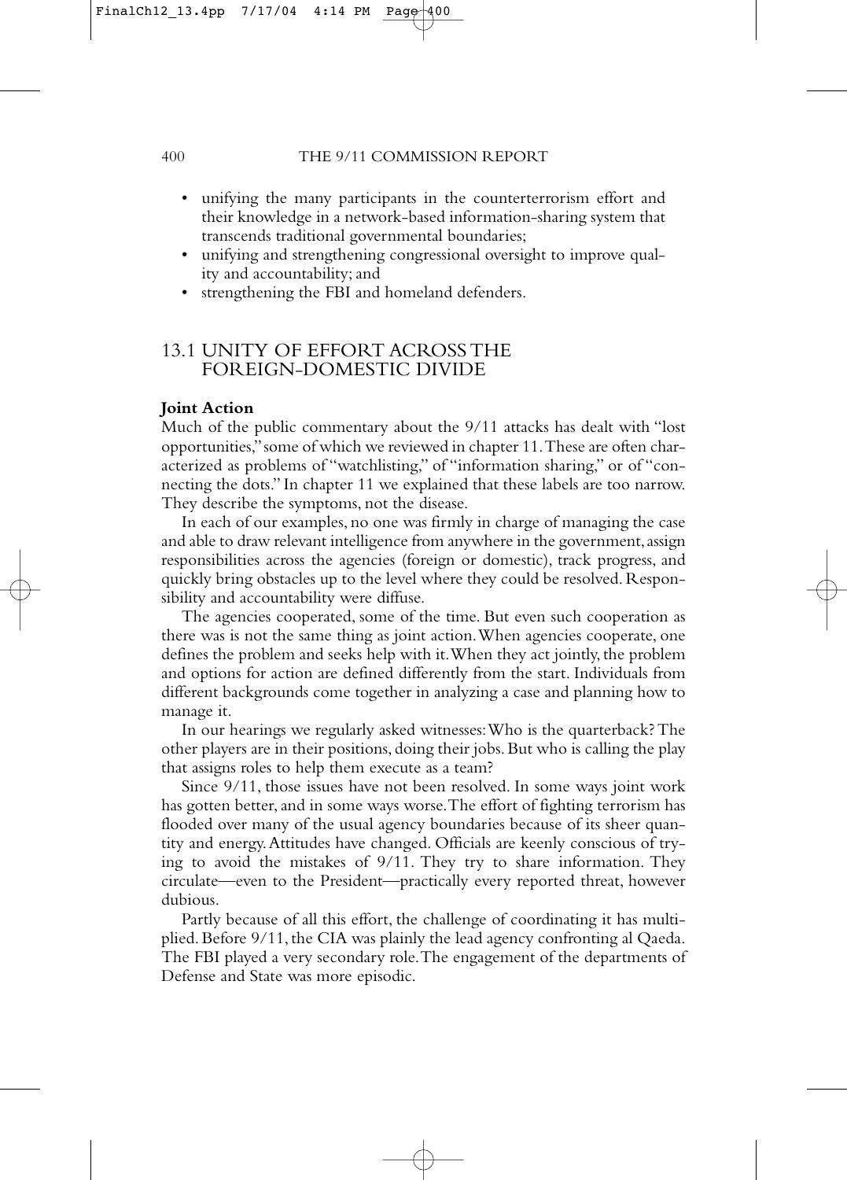- unifying the many participants in the counterterrorism effort and their knowledge in a network-based information-sharing system that transcends traditional governmental boundaries;
- unifying and strengthening congressional oversight to improve quality and accountability; and
- strengthening the FBI and homeland defenders.

## 13.1 UNITY OF EFFORT ACROSS THE FOREIGN-DOMESTIC DIVIDE

**Joint Action**

Much of the public commentary about the 9/11 attacks has dealt with "lost opportunities," some of which we reviewed in chapter 11. These are often characterized as problems of "watchlisting," of "information sharing," or of "connecting the dots." In chapter 11 we explained that these labels are too narrow. They describe the symptoms, not the disease.

In each of our examples, no one was firmly in charge of managing the case and able to draw relevant intelligence from anywhere in the government, assign responsibilities across the agencies (foreign or domestic), track progress, and quickly bring obstacles up to the level where they could be resolved. Responsibility and accountability were diffuse.

The agencies cooperated, some of the time. But even such cooperation as there was is not the same thing as joint action. When agencies cooperate, one defines the problem and seeks help with it. When they act jointly, the problem and options for action are defined differently from the start. Individuals from different backgrounds come together in analyzing a case and planning how to manage it.

In our hearings we regularly asked witnesses: Who is the quarterback? The other players are in their positions, doing their jobs. But who is calling the play that assigns roles to help them execute as a team?

Since 9/11, those issues have not been resolved. In some ways joint work has gotten better, and in some ways worse. The effort of fighting terrorism has flooded over many of the usual agency boundaries because of its sheer quantity and energy. Attitudes have changed. Officials are keenly conscious of trying to avoid the mistakes of 9/11. They try to share information. They circulate—even to the President—practically every reported threat, however dubious.

Partly because of all this effort, the challenge of coordinating it has multiplied. Before 9/11, the CIA was plainly the lead agency confronting al Qaeda. The FBI played a very secondary role. The engagement of the departments of Defense and State was more episodic.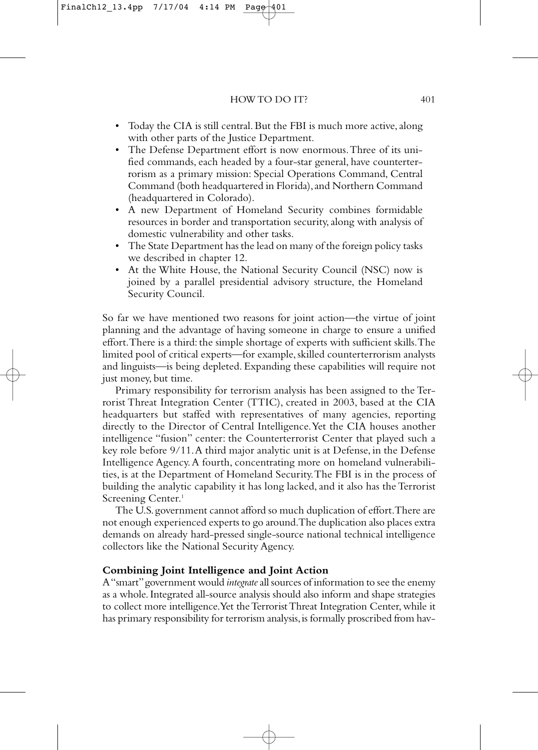- Today the CIA is still central. But the FBI is much more active, along with other parts of the Justice Department.
- The Defense Department effort is now enormous. Three of its unified commands, each headed by a four-star general, have counterterrorism as a primary mission: Special Operations Command, Central Command (both headquartered in Florida), and Northern Command (headquartered in Colorado).
- A new Department of Homeland Security combines formidable resources in border and transportation security, along with analysis of domestic vulnerability and other tasks.
- The State Department has the lead on many of the foreign policy tasks we described in chapter 12.
- At the White House, the National Security Council (NSC) now is joined by a parallel presidential advisory structure, the Homeland Security Council.

So far we have mentioned two reasons for joint action—the virtue of joint planning and the advantage of having someone in charge to ensure a unified effort. There is a third: the simple shortage of experts with sufficient skills. The limited pool of critical experts—for example, skilled counterterrorism analysts and linguists—is being depleted. Expanding these capabilities will require not just money, but time.

Primary responsibility for terrorism analysis has been assigned to the Terrorist Threat Integration Center (TTIC), created in 2003, based at the CIA headquarters but staffed with representatives of many agencies, reporting directly to the Director of Central Intelligence. Yet the CIA houses another intelligence "fusion" center: the Counterterrorist Center that played such a key role before 9/11. A third major analytic unit is at Defense, in the Defense Intelligence Agency. A fourth, concentrating more on homeland vulnerabilities, is at the Department of Homeland Security. The FBI is in the process of building the analytic capability it has long lacked, and it also has the Terrorist Screening Center.[1]

The U.S. government cannot afford so much duplication of effort. There are not enough experienced experts to go around. The duplication also places extra demands on already hard-pressed single-source national technical intelligence collectors like the National Security Agency.

### Combining Joint Intelligence and Joint Action

A "smart" government would *integrate* all sources of information to see the enemy as a whole. Integrated all-source analysis should also inform and shape strategies to collect more intelligence. Yet the Terrorist Threat Integration Center, while it has primary responsibility for terrorism analysis, is formally proscribed from hav-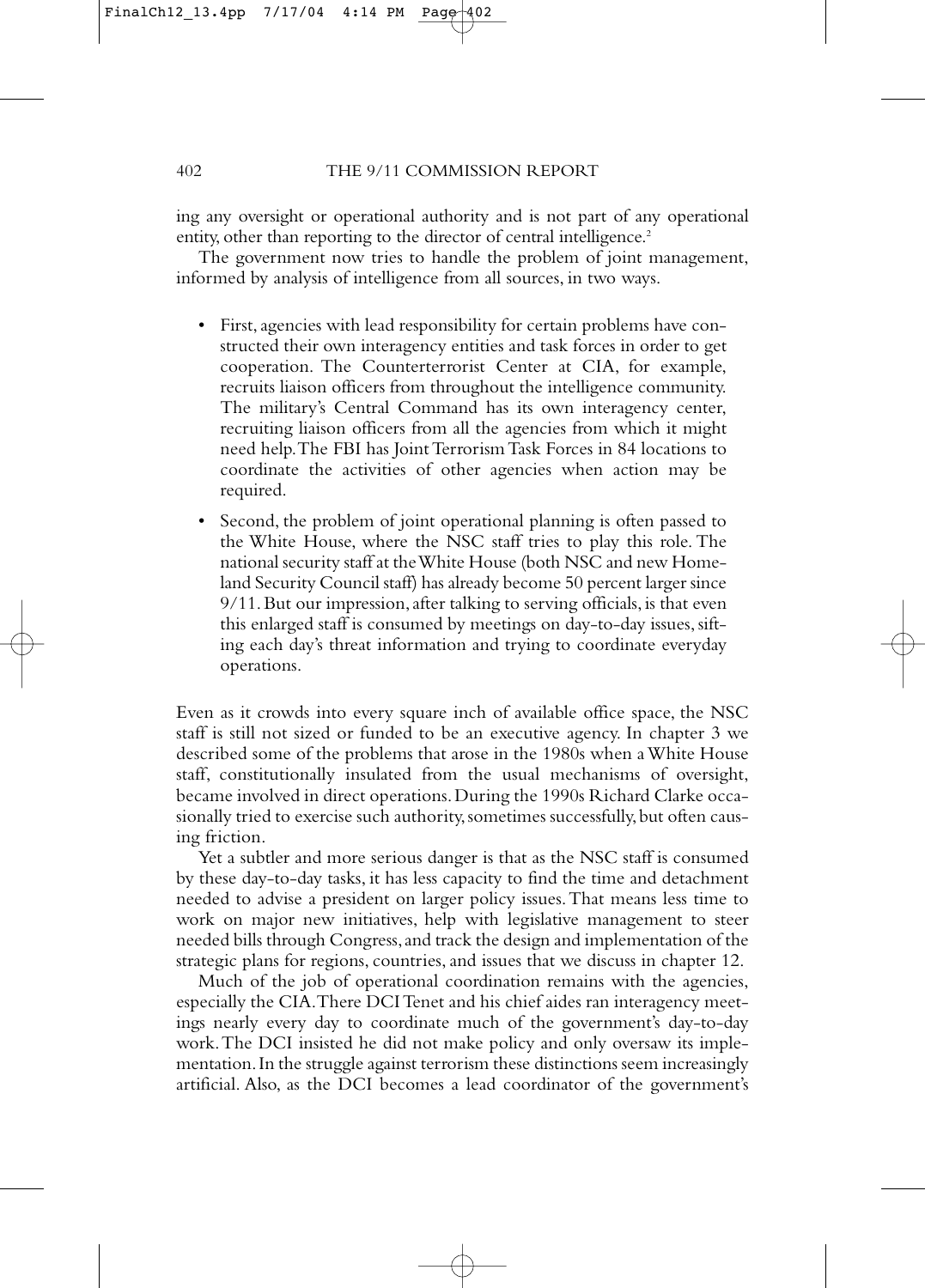ing any oversight or operational authority and is not part of any operational entity, other than reporting to the director of central intelligence.[2]

The government now tries to handle the problem of joint management, informed by analysis of intelligence from all sources, in two ways.

- First, agencies with lead responsibility for certain problems have constructed their own interagency entities and task forces in order to get cooperation. The Counterterrorist Center at CIA, for example, recruits liaison officers from throughout the intelligence community. The military's Central Command has its own interagency center, recruiting liaison officers from all the agencies from which it might need help. The FBI has Joint Terrorism Task Forces in 84 locations to coordinate the activities of other agencies when action may be required.
- Second, the problem of joint operational planning is often passed to the White House, where the NSC staff tries to play this role. The national security staff at the White House (both NSC and new Homeland Security Council staff) has already become 50 percent larger since 9/11. But our impression, after talking to serving officials, is that even this enlarged staff is consumed by meetings on day-to-day issues, sifting each day's threat information and trying to coordinate everyday operations.

Even as it crowds into every square inch of available office space, the NSC staff is still not sized or funded to be an executive agency. In chapter 3 we described some of the problems that arose in the 1980s when a White House staff, constitutionally insulated from the usual mechanisms of oversight, became involved in direct operations. During the 1990s Richard Clarke occasionally tried to exercise such authority, sometimes successfully, but often causing friction.

Yet a subtler and more serious danger is that as the NSC staff is consumed by these day-to-day tasks, it has less capacity to find the time and detachment needed to advise a president on larger policy issues. That means less time to work on major new initiatives, help with legislative management to steer needed bills through Congress, and track the design and implementation of the strategic plans for regions, countries, and issues that we discuss in chapter 12.

Much of the job of operational coordination remains with the agencies, especially the CIA. There DCI Tenet and his chief aides ran interagency meetings nearly every day to coordinate much of the government's day-to-day work. The DCI insisted he did not make policy and only oversaw its implementation. In the struggle against terrorism these distinctions seem increasingly artificial. Also, as the DCI becomes a lead coordinator of the government's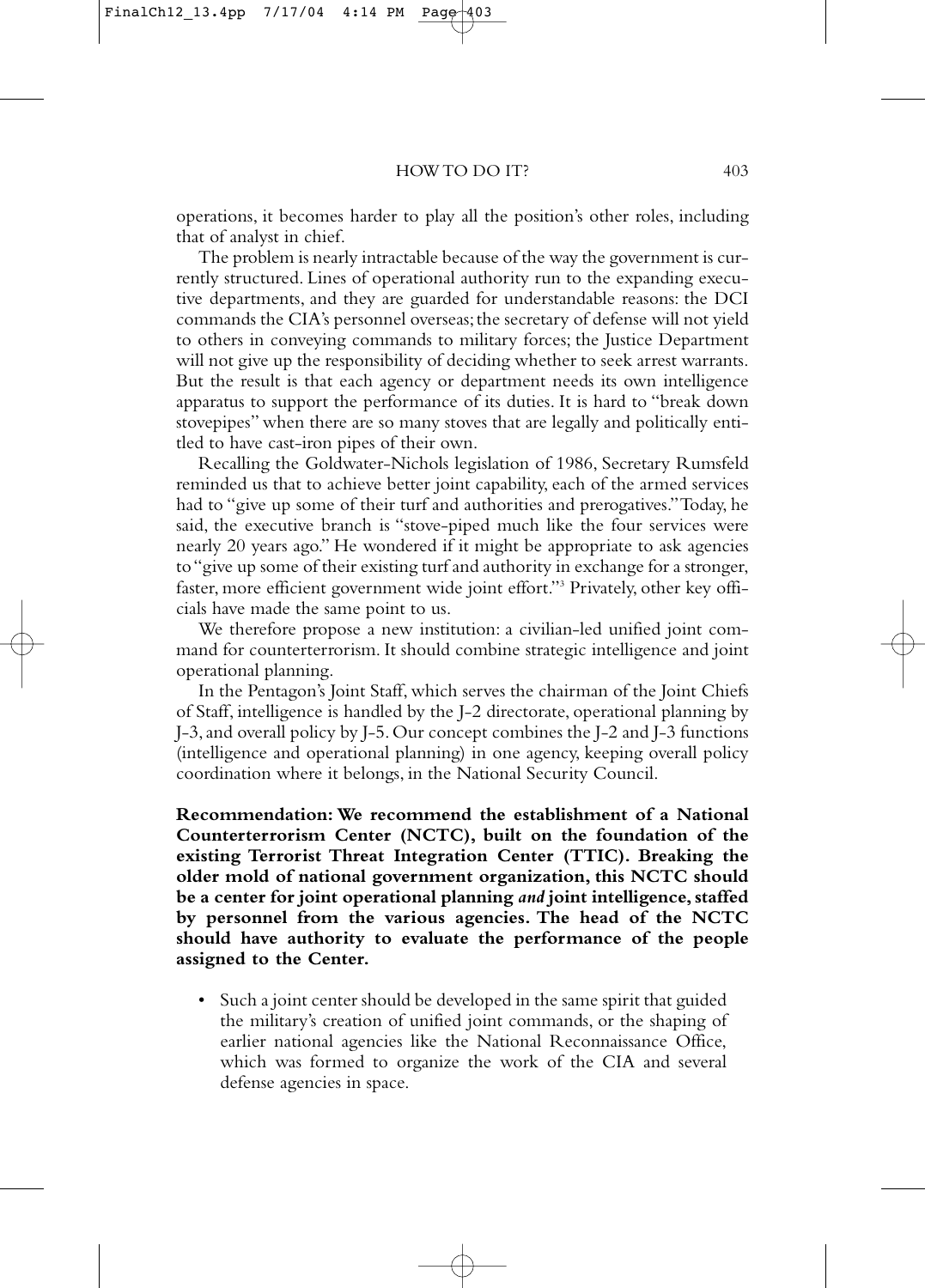operations, it becomes harder to play all the position's other roles, including that of analyst in chief.

The problem is nearly intractable because of the way the government is currently structured. Lines of operational authority run to the expanding executive departments, and they are guarded for understandable reasons: the DCI commands the CIA's personnel overseas; the secretary of defense will not yield to others in conveying commands to military forces; the Justice Department will not give up the responsibility of deciding whether to seek arrest warrants. But the result is that each agency or department needs its own intelligence apparatus to support the performance of its duties. It is hard to "break down stovepipes" when there are so many stoves that are legally and politically entitled to have cast-iron pipes of their own.

Recalling the Goldwater-Nichols legislation of 1986, Secretary Rumsfeld reminded us that to achieve better joint capability, each of the armed services had to "give up some of their turf and authorities and prerogatives." Today, he said, the executive branch is "stove-piped much like the four services were nearly 20 years ago." He wondered if it might be appropriate to ask agencies to "give up some of their existing turf and authority in exchange for a stronger, faster, more efficient government wide joint effort."[3] Privately, other key officials have made the same point to us.

We therefore propose a new institution: a civilian-led unified joint command for counterterrorism. It should combine strategic intelligence and joint operational planning.

In the Pentagon's Joint Staff, which serves the chairman of the Joint Chiefs of Staff, intelligence is handled by the J-2 directorate, operational planning by J-3, and overall policy by J-5. Our concept combines the J-2 and J-3 functions (intelligence and operational planning) in one agency, keeping overall policy coordination where it belongs, in the National Security Council.

**Recommendation: We recommend the establishment of a National Counterterrorism Center (NCTC), built on the foundation of the existing Terrorist Threat Integration Center (TTIC). Breaking the older mold of national government organization, this NCTC should be a center for joint operational planning *and* joint intelligence, staffed by personnel from the various agencies. The head of the NCTC should have authority to evaluate the performance of the people assigned to the Center.**

- Such a joint center should be developed in the same spirit that guided the military's creation of unified joint commands, or the shaping of earlier national agencies like the National Reconnaissance Office, which was formed to organize the work of the CIA and several defense agencies in space.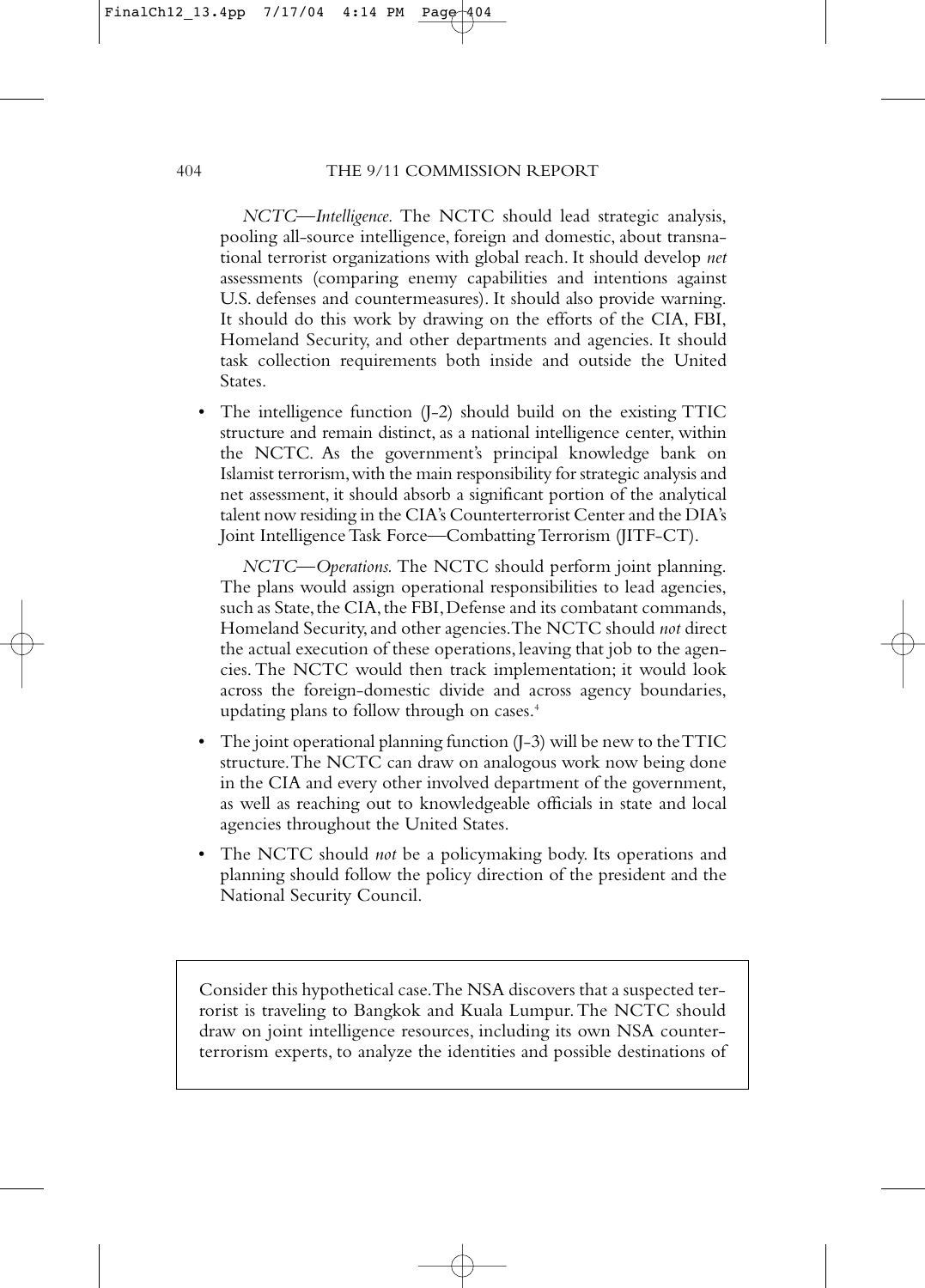*NCTC—Intelligence.* The NCTC should lead strategic analysis, pooling all-source intelligence, foreign and domestic, about transnational terrorist organizations with global reach. It should develop *net* assessments (comparing enemy capabilities and intentions against U.S. defenses and countermeasures). It should also provide warning. It should do this work by drawing on the efforts of the CIA, FBI, Homeland Security, and other departments and agencies. It should task collection requirements both inside and outside the United States.

- The intelligence function (J-2) should build on the existing TTIC structure and remain distinct, as a national intelligence center, within the NCTC. As the government's principal knowledge bank on Islamist terrorism, with the main responsibility for strategic analysis and net assessment, it should absorb a significant portion of the analytical talent now residing in the CIA's Counterterrorist Center and the DIA's Joint Intelligence Task Force—Combatting Terrorism (JITF-CT).

*NCTC—Operations.* The NCTC should perform joint planning. The plans would assign operational responsibilities to lead agencies, such as State, the CIA, the FBI, Defense and its combatant commands, Homeland Security, and other agencies. The NCTC should *not* direct the actual execution of these operations, leaving that job to the agencies. The NCTC would then track implementation; it would look across the foreign-domestic divide and across agency boundaries, updating plans to follow through on cases.[4]

- The joint operational planning function (J-3) will be new to the TTIC structure. The NCTC can draw on analogous work now being done in the CIA and every other involved department of the government, as well as reaching out to knowledgeable officials in state and local agencies throughout the United States.
- The NCTC should *not* be a policymaking body. Its operations and planning should follow the policy direction of the president and the National Security Council.

> Consider this hypothetical case. The NSA discovers that a suspected terrorist is traveling to Bangkok and Kuala Lumpur. The NCTC should draw on joint intelligence resources, including its own NSA counterterrorism experts, to analyze the identities and possible destinations of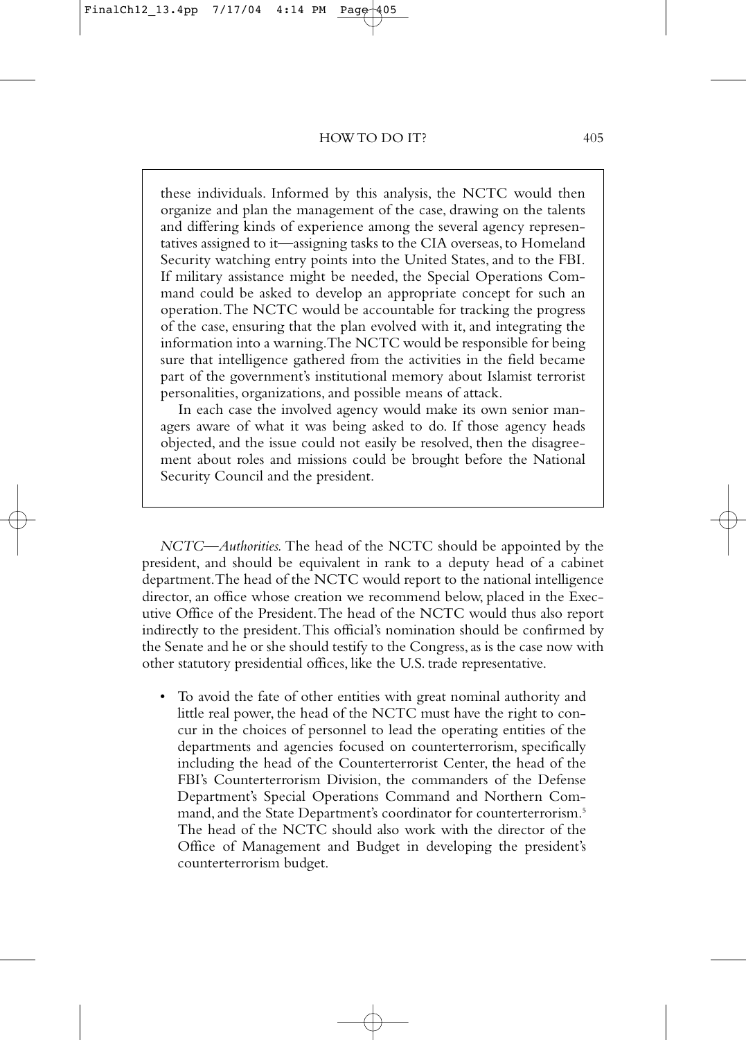these individuals. Informed by this analysis, the NCTC would then organize and plan the management of the case, drawing on the talents and differing kinds of experience among the several agency representatives assigned to it—assigning tasks to the CIA overseas, to Homeland Security watching entry points into the United States, and to the FBI. If military assistance might be needed, the Special Operations Command could be asked to develop an appropriate concept for such an operation. The NCTC would be accountable for tracking the progress of the case, ensuring that the plan evolved with it, and integrating the information into a warning. The NCTC would be responsible for being sure that intelligence gathered from the activities in the field became part of the government's institutional memory about Islamist terrorist personalities, organizations, and possible means of attack.

In each case the involved agency would make its own senior managers aware of what it was being asked to do. If those agency heads objected, and the issue could not easily be resolved, then the disagreement about roles and missions could be brought before the National Security Council and the president.

*NCTC—Authorities.* The head of the NCTC should be appointed by the president, and should be equivalent in rank to a deputy head of a cabinet department. The head of the NCTC would report to the national intelligence director, an office whose creation we recommend below, placed in the Executive Office of the President. The head of the NCTC would thus also report indirectly to the president. This official's nomination should be confirmed by the Senate and he or she should testify to the Congress, as is the case now with other statutory presidential offices, like the U.S. trade representative.

- To avoid the fate of other entities with great nominal authority and little real power, the head of the NCTC must have the right to concur in the choices of personnel to lead the operating entities of the departments and agencies focused on counterterrorism, specifically including the head of the Counterterrorist Center, the head of the FBI's Counterterrorism Division, the commanders of the Defense Department's Special Operations Command and Northern Command, and the State Department's coordinator for counterterrorism.[5] The head of the NCTC should also work with the director of the Office of Management and Budget in developing the president's counterterrorism budget.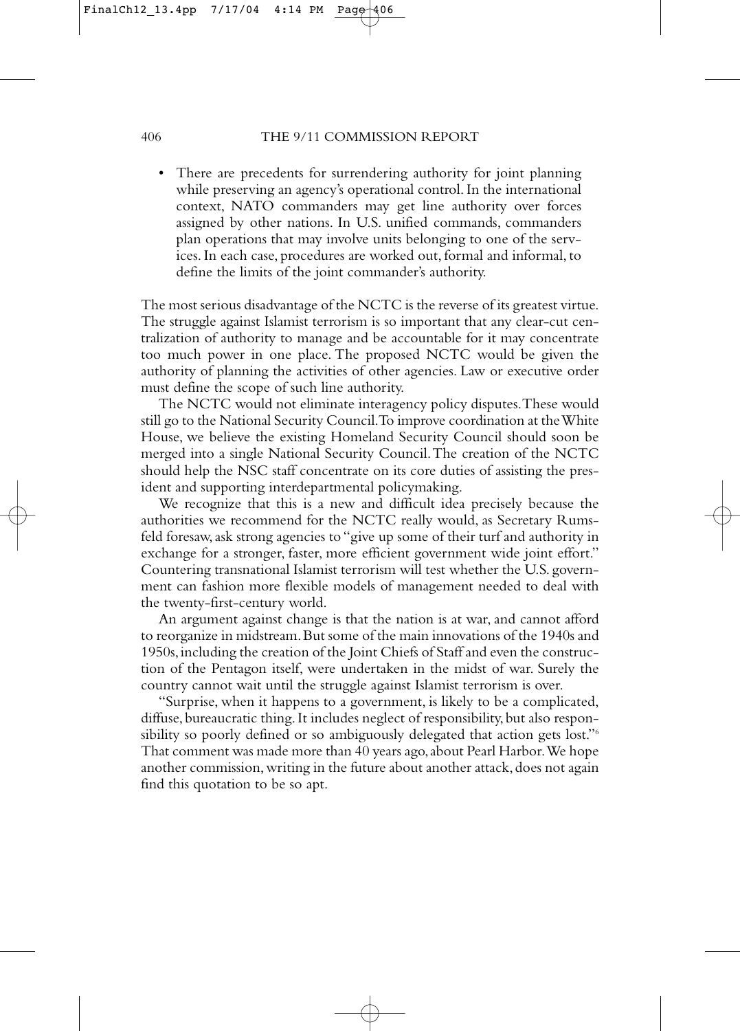- There are precedents for surrendering authority for joint planning while preserving an agency's operational control. In the international context, NATO commanders may get line authority over forces assigned by other nations. In U.S. unified commands, commanders plan operations that may involve units belonging to one of the services. In each case, procedures are worked out, formal and informal, to define the limits of the joint commander's authority.

The most serious disadvantage of the NCTC is the reverse of its greatest virtue. The struggle against Islamist terrorism is so important that any clear-cut centralization of authority to manage and be accountable for it may concentrate too much power in one place. The proposed NCTC would be given the authority of planning the activities of other agencies. Law or executive order must define the scope of such line authority.

The NCTC would not eliminate interagency policy disputes. These would still go to the National Security Council. To improve coordination at the White House, we believe the existing Homeland Security Council should soon be merged into a single National Security Council. The creation of the NCTC should help the NSC staff concentrate on its core duties of assisting the president and supporting interdepartmental policymaking.

We recognize that this is a new and difficult idea precisely because the authorities we recommend for the NCTC really would, as Secretary Rumsfeld foresaw, ask strong agencies to "give up some of their turf and authority in exchange for a stronger, faster, more efficient government wide joint effort." Countering transnational Islamist terrorism will test whether the U.S. government can fashion more flexible models of management needed to deal with the twenty-first-century world.

An argument against change is that the nation is at war, and cannot afford to reorganize in midstream. But some of the main innovations of the 1940s and 1950s, including the creation of the Joint Chiefs of Staff and even the construction of the Pentagon itself, were undertaken in the midst of war. Surely the country cannot wait until the struggle against Islamist terrorism is over.

"Surprise, when it happens to a government, is likely to be a complicated, diffuse, bureaucratic thing. It includes neglect of responsibility, but also responsibility so poorly defined or so ambiguously delegated that action gets lost."[6] That comment was made more than 40 years ago, about Pearl Harbor. We hope another commission, writing in the future about another attack, does not again find this quotation to be so apt.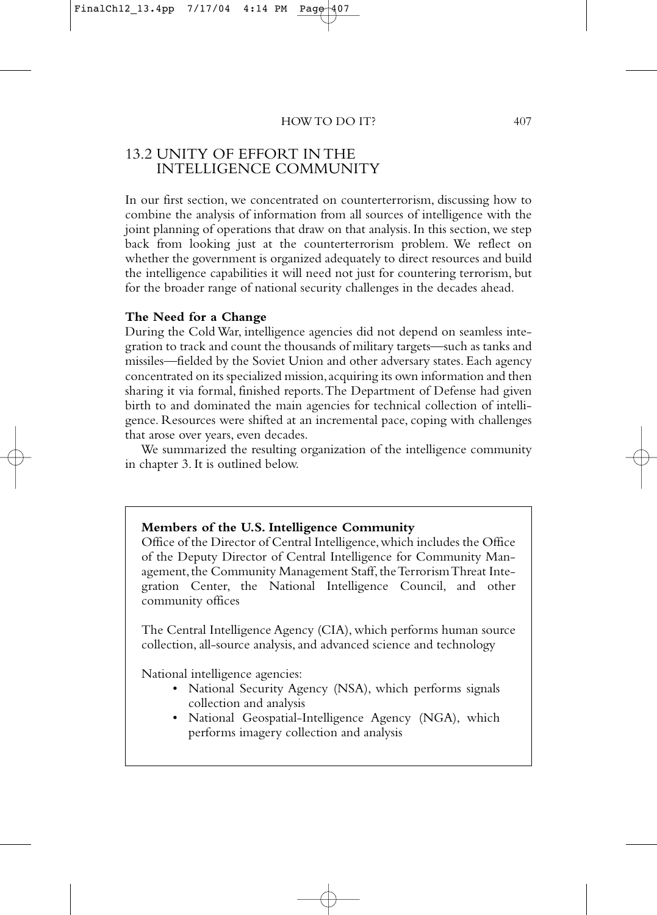## 13.2 UNITY OF EFFORT IN THE INTELLIGENCE COMMUNITY

In our first section, we concentrated on counterterrorism, discussing how to combine the analysis of information from all sources of intelligence with the joint planning of operations that draw on that analysis. In this section, we step back from looking just at the counterterrorism problem. We reflect on whether the government is organized adequately to direct resources and build the intelligence capabilities it will need not just for countering terrorism, but for the broader range of national security challenges in the decades ahead.

**The Need for a Change**

During the Cold War, intelligence agencies did not depend on seamless integration to track and count the thousands of military targets—such as tanks and missiles—fielded by the Soviet Union and other adversary states. Each agency concentrated on its specialized mission, acquiring its own information and then sharing it via formal, finished reports. The Department of Defense had given birth to and dominated the main agencies for technical collection of intelligence. Resources were shifted at an incremental pace, coping with challenges that arose over years, even decades.

We summarized the resulting organization of the intelligence community in chapter 3. It is outlined below.

**Members of the U.S. Intelligence Community**

Office of the Director of Central Intelligence, which includes the Office of the Deputy Director of Central Intelligence for Community Management, the Community Management Staff, the Terrorism Threat Integration Center, the National Intelligence Council, and other community offices

The Central Intelligence Agency (CIA), which performs human source collection, all-source analysis, and advanced science and technology

National intelligence agencies:

- National Security Agency (NSA), which performs signals collection and analysis
- National Geospatial-Intelligence Agency (NGA), which performs imagery collection and analysis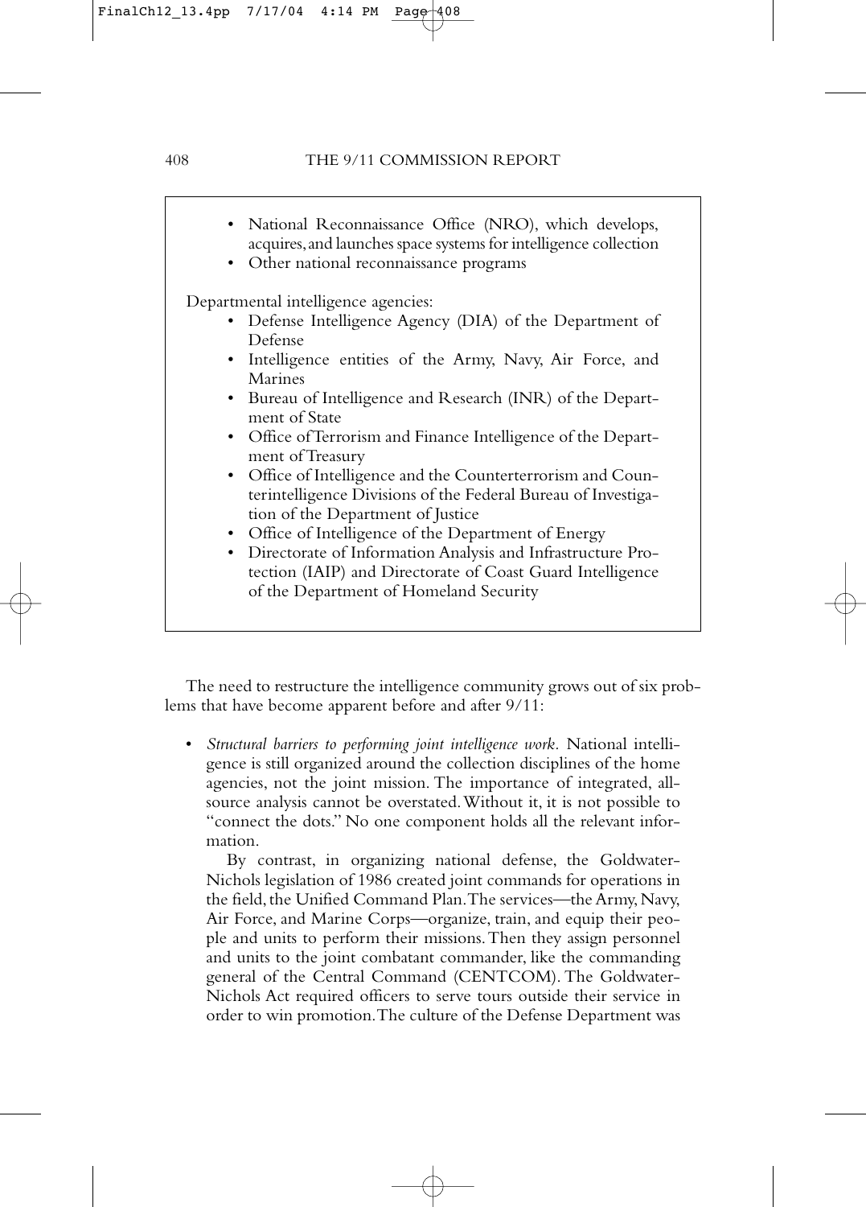- National Reconnaissance Office (NRO), which develops, acquires, and launches space systems for intelligence collection
- Other national reconnaissance programs

Departmental intelligence agencies:

- Defense Intelligence Agency (DIA) of the Department of Defense
- Intelligence entities of the Army, Navy, Air Force, and Marines
- Bureau of Intelligence and Research (INR) of the Department of State
- Office of Terrorism and Finance Intelligence of the Department of Treasury
- Office of Intelligence and the Counterterrorism and Counterintelligence Divisions of the Federal Bureau of Investigation of the Department of Justice
- Office of Intelligence of the Department of Energy
- Directorate of Information Analysis and Infrastructure Protection (IAIP) and Directorate of Coast Guard Intelligence of the Department of Homeland Security

The need to restructure the intelligence community grows out of six problems that have become apparent before and after 9/11:

- *Structural barriers to performing joint intelligence work.* National intelligence is still organized around the collection disciplines of the home agencies, not the joint mission. The importance of integrated, all-source analysis cannot be overstated. Without it, it is not possible to "connect the dots." No one component holds all the relevant information.

  By contrast, in organizing national defense, the Goldwater-Nichols legislation of 1986 created joint commands for operations in the field, the Unified Command Plan. The services—the Army, Navy, Air Force, and Marine Corps—organize, train, and equip their people and units to perform their missions. Then they assign personnel and units to the joint combatant commander, like the commanding general of the Central Command (CENTCOM). The Goldwater-Nichols Act required officers to serve tours outside their service in order to win promotion. The culture of the Defense Department was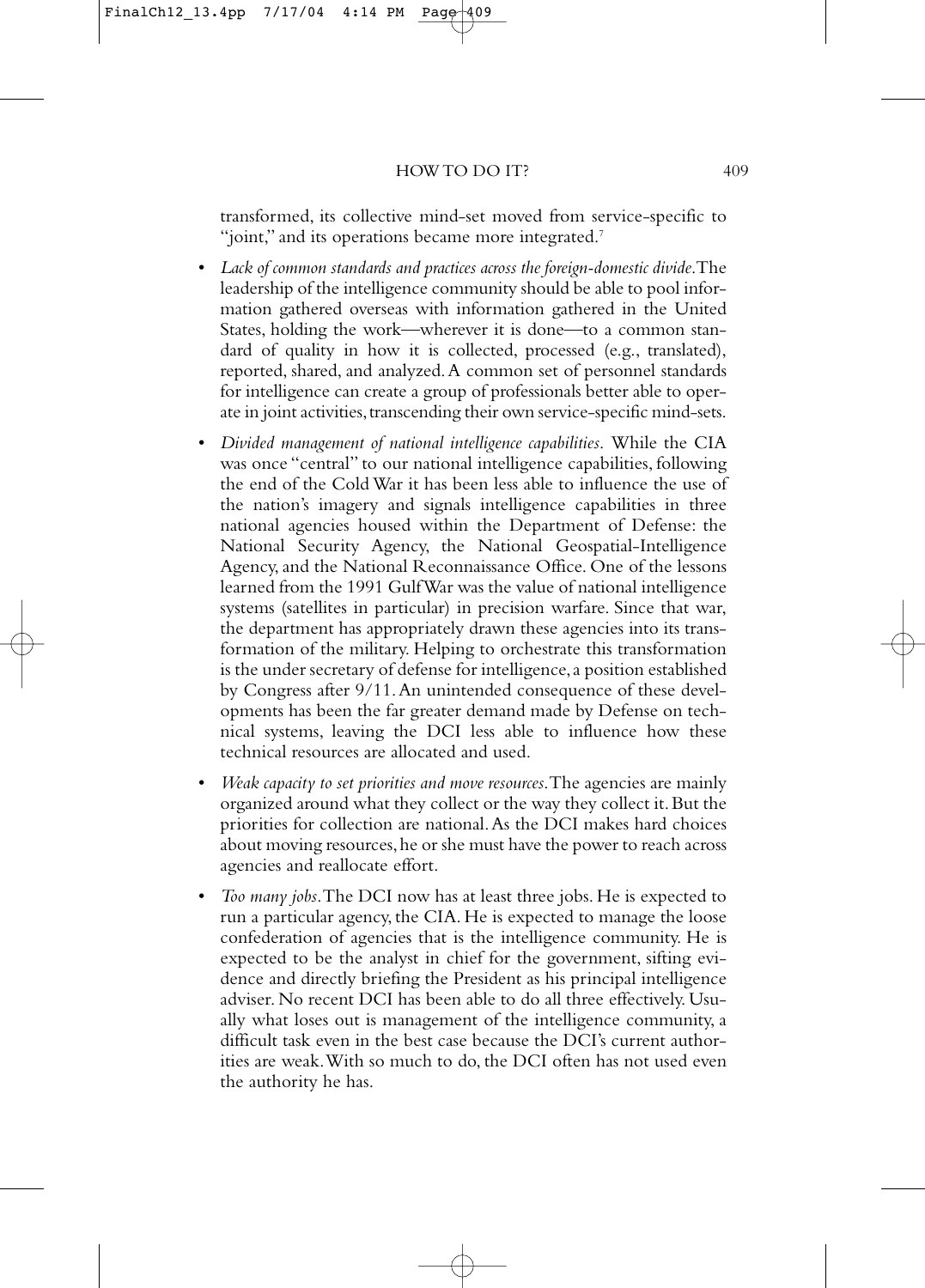transformed, its collective mind-set moved from service-specific to "joint," and its operations became more integrated.[7]

- *Lack of common standards and practices across the foreign-domestic divide.* The leadership of the intelligence community should be able to pool information gathered overseas with information gathered in the United States, holding the work—wherever it is done—to a common standard of quality in how it is collected, processed (e.g., translated), reported, shared, and analyzed. A common set of personnel standards for intelligence can create a group of professionals better able to operate in joint activities, transcending their own service-specific mind-sets.
- *Divided management of national intelligence capabilities.* While the CIA was once "central" to our national intelligence capabilities, following the end of the Cold War it has been less able to influence the use of the nation's imagery and signals intelligence capabilities in three national agencies housed within the Department of Defense: the National Security Agency, the National Geospatial-Intelligence Agency, and the National Reconnaissance Office. One of the lessons learned from the 1991 Gulf War was the value of national intelligence systems (satellites in particular) in precision warfare. Since that war, the department has appropriately drawn these agencies into its transformation of the military. Helping to orchestrate this transformation is the under secretary of defense for intelligence, a position established by Congress after 9/11. An unintended consequence of these developments has been the far greater demand made by Defense on technical systems, leaving the DCI less able to influence how these technical resources are allocated and used.
- *Weak capacity to set priorities and move resources.* The agencies are mainly organized around what they collect or the way they collect it. But the priorities for collection are national. As the DCI makes hard choices about moving resources, he or she must have the power to reach across agencies and reallocate effort.
- *Too many jobs.* The DCI now has at least three jobs. He is expected to run a particular agency, the CIA. He is expected to manage the loose confederation of agencies that is the intelligence community. He is expected to be the analyst in chief for the government, sifting evidence and directly briefing the President as his principal intelligence adviser. No recent DCI has been able to do all three effectively. Usually what loses out is management of the intelligence community, a difficult task even in the best case because the DCI's current authorities are weak. With so much to do, the DCI often has not used even the authority he has.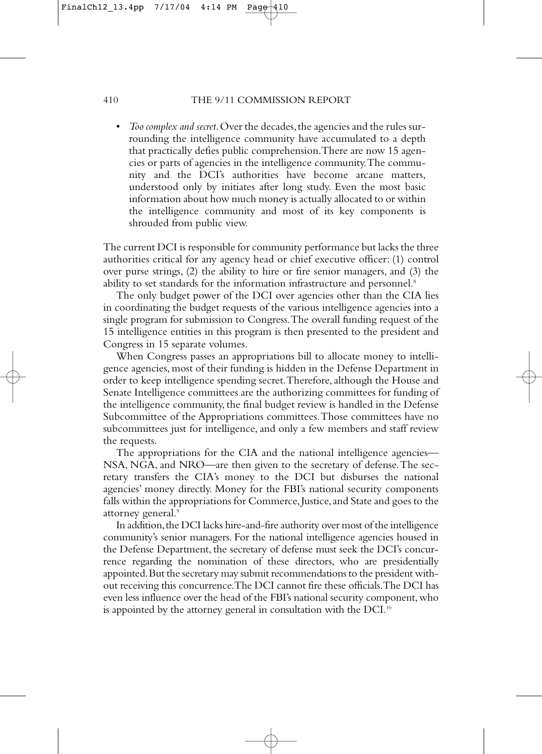- *Too complex and secret.* Over the decades, the agencies and the rules surrounding the intelligence community have accumulated to a depth that practically defies public comprehension. There are now 15 agencies or parts of agencies in the intelligence community. The community and the DCI's authorities have become arcane matters, understood only by initiates after long study. Even the most basic information about how much money is actually allocated to or within the intelligence community and most of its key components is shrouded from public view.

The current DCI is responsible for community performance but lacks the three authorities critical for any agency head or chief executive officer: (1) control over purse strings, (2) the ability to hire or fire senior managers, and (3) the ability to set standards for the information infrastructure and personnel.[8]

The only budget power of the DCI over agencies other than the CIA lies in coordinating the budget requests of the various intelligence agencies into a single program for submission to Congress. The overall funding request of the 15 intelligence entities in this program is then presented to the president and Congress in 15 separate volumes.

When Congress passes an appropriations bill to allocate money to intelligence agencies, most of their funding is hidden in the Defense Department in order to keep intelligence spending secret. Therefore, although the House and Senate Intelligence committees are the authorizing committees for funding of the intelligence community, the final budget review is handled in the Defense Subcommittee of the Appropriations committees. Those committees have no subcommittees just for intelligence, and only a few members and staff review the requests.

The appropriations for the CIA and the national intelligence agencies—NSA, NGA, and NRO—are then given to the secretary of defense. The secretary transfers the CIA's money to the DCI but disburses the national agencies' money directly. Money for the FBI's national security components falls within the appropriations for Commerce, Justice, and State and goes to the attorney general.[9]

In addition, the DCI lacks hire-and-fire authority over most of the intelligence community's senior managers. For the national intelligence agencies housed in the Defense Department, the secretary of defense must seek the DCI's concurrence regarding the nomination of these directors, who are presidentially appointed. But the secretary may submit recommendations to the president without receiving this concurrence. The DCI cannot fire these officials. The DCI has even less influence over the head of the FBI's national security component, who is appointed by the attorney general in consultation with the DCI.[10]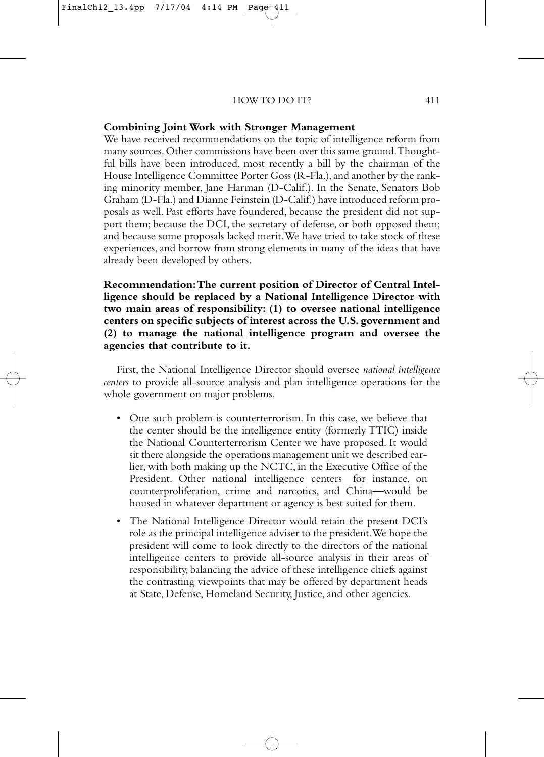### Combining Joint Work with Stronger Management

We have received recommendations on the topic of intelligence reform from many sources. Other commissions have been over this same ground. Thoughtful bills have been introduced, most recently a bill by the chairman of the House Intelligence Committee Porter Goss (R-Fla.), and another by the ranking minority member, Jane Harman (D-Calif.). In the Senate, Senators Bob Graham (D-Fla.) and Dianne Feinstein (D-Calif.) have introduced reform proposals as well. Past efforts have foundered, because the president did not support them; because the DCI, the secretary of defense, or both opposed them; and because some proposals lacked merit. We have tried to take stock of these experiences, and borrow from strong elements in many of the ideas that have already been developed by others.

**Recommendation: The current position of Director of Central Intelligence should be replaced by a National Intelligence Director with two main areas of responsibility: (1) to oversee national intelligence centers on specific subjects of interest across the U.S. government and (2) to manage the national intelligence program and oversee the agencies that contribute to it.**

First, the National Intelligence Director should oversee *national intelligence centers* to provide all-source analysis and plan intelligence operations for the whole government on major problems.

- One such problem is counterterrorism. In this case, we believe that the center should be the intelligence entity (formerly TTIC) inside the National Counterterrorism Center we have proposed. It would sit there alongside the operations management unit we described earlier, with both making up the NCTC, in the Executive Office of the President. Other national intelligence centers—for instance, on counterproliferation, crime and narcotics, and China—would be housed in whatever department or agency is best suited for them.
- The National Intelligence Director would retain the present DCI's role as the principal intelligence adviser to the president. We hope the president will come to look directly to the directors of the national intelligence centers to provide all-source analysis in their areas of responsibility, balancing the advice of these intelligence chiefs against the contrasting viewpoints that may be offered by department heads at State, Defense, Homeland Security, Justice, and other agencies.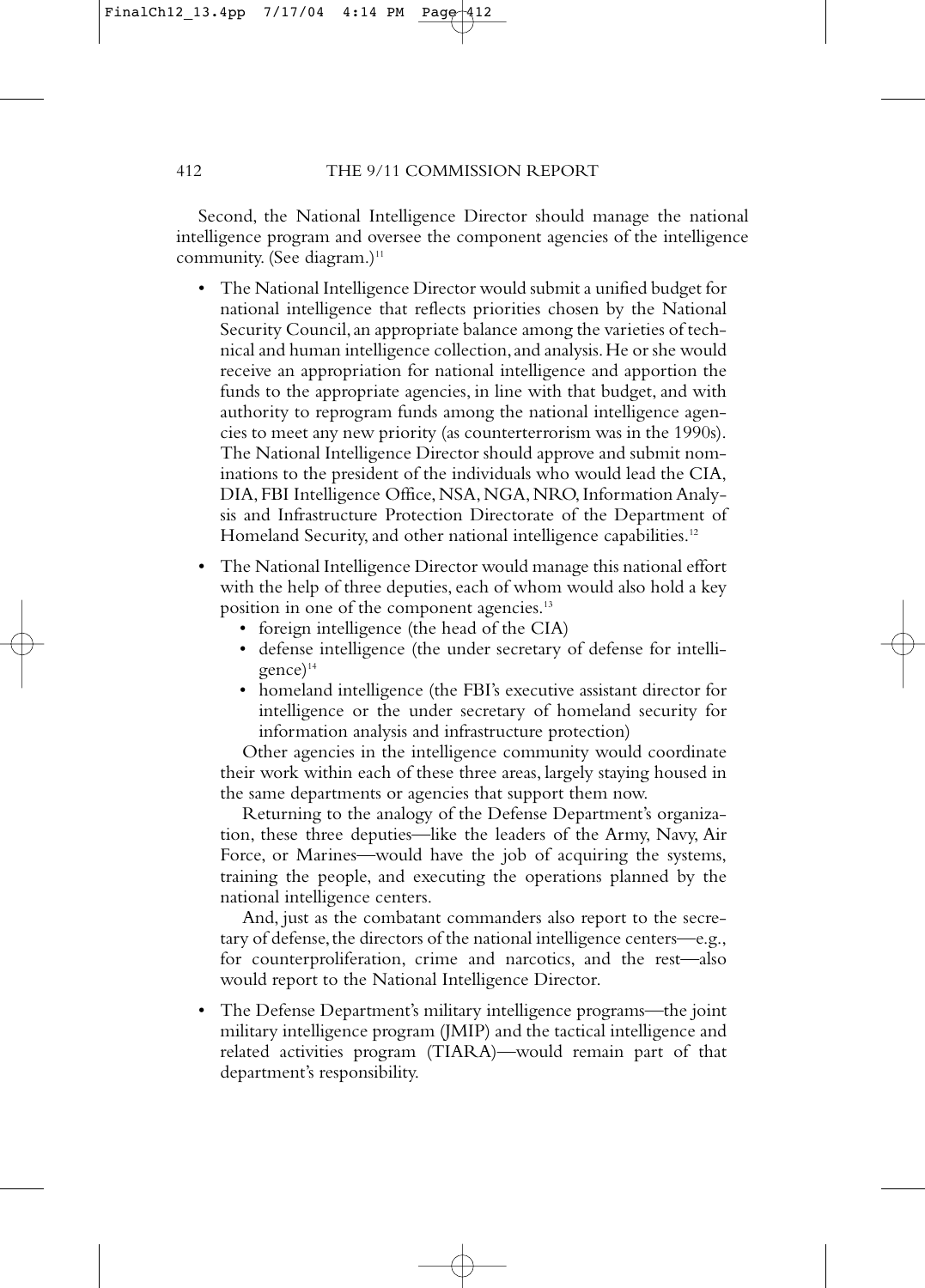Second, the National Intelligence Director should manage the national intelligence program and oversee the component agencies of the intelligence community. (See diagram.)[11]

- The National Intelligence Director would submit a unified budget for national intelligence that reflects priorities chosen by the National Security Council, an appropriate balance among the varieties of technical and human intelligence collection, and analysis. He or she would receive an appropriation for national intelligence and apportion the funds to the appropriate agencies, in line with that budget, and with authority to reprogram funds among the national intelligence agencies to meet any new priority (as counterterrorism was in the 1990s). The National Intelligence Director should approve and submit nominations to the president of the individuals who would lead the CIA, DIA, FBI Intelligence Office, NSA, NGA, NRO, Information Analysis and Infrastructure Protection Directorate of the Department of Homeland Security, and other national intelligence capabilities.[12]
- The National Intelligence Director would manage this national effort with the help of three deputies, each of whom would also hold a key position in one of the component agencies.[13]
  - foreign intelligence (the head of the CIA)
  - defense intelligence (the under secretary of defense for intelligence)[14]
  - homeland intelligence (the FBI's executive assistant director for intelligence or the under secretary of homeland security for information analysis and infrastructure protection)

  Other agencies in the intelligence community would coordinate their work within each of these three areas, largely staying housed in the same departments or agencies that support them now.

  Returning to the analogy of the Defense Department's organization, these three deputies—like the leaders of the Army, Navy, Air Force, or Marines—would have the job of acquiring the systems, training the people, and executing the operations planned by the national intelligence centers.

  And, just as the combatant commanders also report to the secretary of defense, the directors of the national intelligence centers—e.g., for counterproliferation, crime and narcotics, and the rest—also would report to the National Intelligence Director.
- The Defense Department's military intelligence programs—the joint military intelligence program (JMIP) and the tactical intelligence and related activities program (TIARA)—would remain part of that department's responsibility.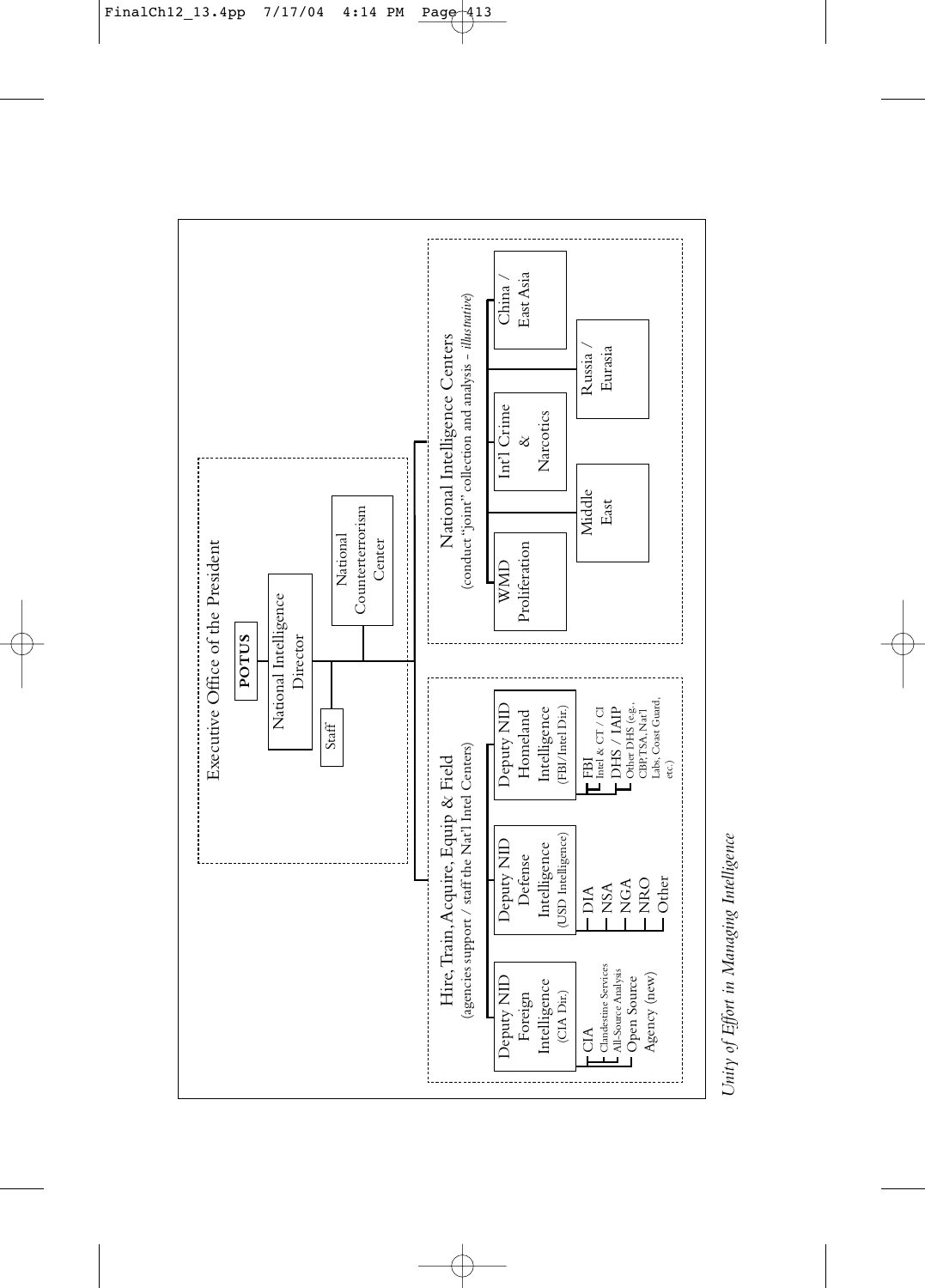Executive Office of the President

**POTUS**

National Intelligence Director

Staff

National Counterterrorism Center

Hire, Train, Acquire, Equip & Field
(agencies support / staff the Nat'l Intel Centers)

- Deputy NID Foreign Intelligence (CIA Dir.)
  - CIA
    - Clandestine Services
    - All-Source Analysis
  - Open Source Agency (new)
- Deputy NID Defense Intelligence (USD Intelligence)
  - DIA
  - NSA
  - NGA
  - NRO
  - Other
- Deputy NID Homeland Intelligence (FBI/Intel Dir.)
  - FBI
    - Intel & CT / CI
  - DHS / IAIP
    - Other DHS (e.g., CBP, TSA, Nat'l Labs, Coast Guard, etc.)

National Intelligence Centers
(conduct "joint" collection and analysis – *illustrative*)

- WMD Proliferation
- Middle East
- Int'l Crime & Narcotics
- Russia / Eurasia
- China / East Asia

*Unity of Effort in Managing Intelligence*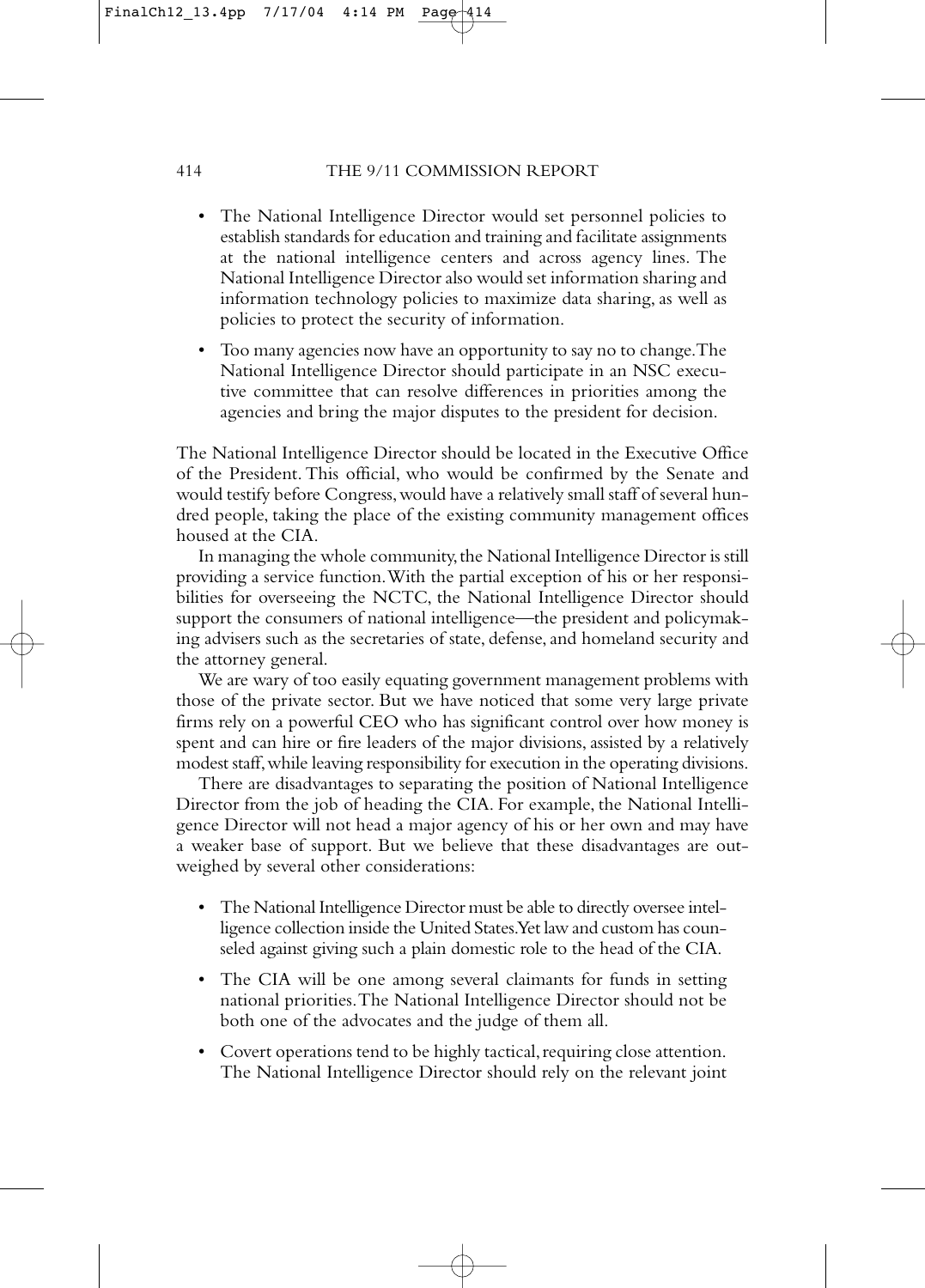- The National Intelligence Director would set personnel policies to establish standards for education and training and facilitate assignments at the national intelligence centers and across agency lines. The National Intelligence Director also would set information sharing and information technology policies to maximize data sharing, as well as policies to protect the security of information.

- Too many agencies now have an opportunity to say no to change. The National Intelligence Director should participate in an NSC executive committee that can resolve differences in priorities among the agencies and bring the major disputes to the president for decision.

The National Intelligence Director should be located in the Executive Office of the President. This official, who would be confirmed by the Senate and would testify before Congress, would have a relatively small staff of several hundred people, taking the place of the existing community management offices housed at the CIA.

In managing the whole community, the National Intelligence Director is still providing a service function. With the partial exception of his or her responsibilities for overseeing the NCTC, the National Intelligence Director should support the consumers of national intelligence—the president and policymaking advisers such as the secretaries of state, defense, and homeland security and the attorney general.

We are wary of too easily equating government management problems with those of the private sector. But we have noticed that some very large private firms rely on a powerful CEO who has significant control over how money is spent and can hire or fire leaders of the major divisions, assisted by a relatively modest staff, while leaving responsibility for execution in the operating divisions.

There are disadvantages to separating the position of National Intelligence Director from the job of heading the CIA. For example, the National Intelligence Director will not head a major agency of his or her own and may have a weaker base of support. But we believe that these disadvantages are outweighed by several other considerations:

- The National Intelligence Director must be able to directly oversee intelligence collection inside the United States. Yet law and custom has counseled against giving such a plain domestic role to the head of the CIA.

- The CIA will be one among several claimants for funds in setting national priorities. The National Intelligence Director should not be both one of the advocates and the judge of them all.

- Covert operations tend to be highly tactical, requiring close attention. The National Intelligence Director should rely on the relevant joint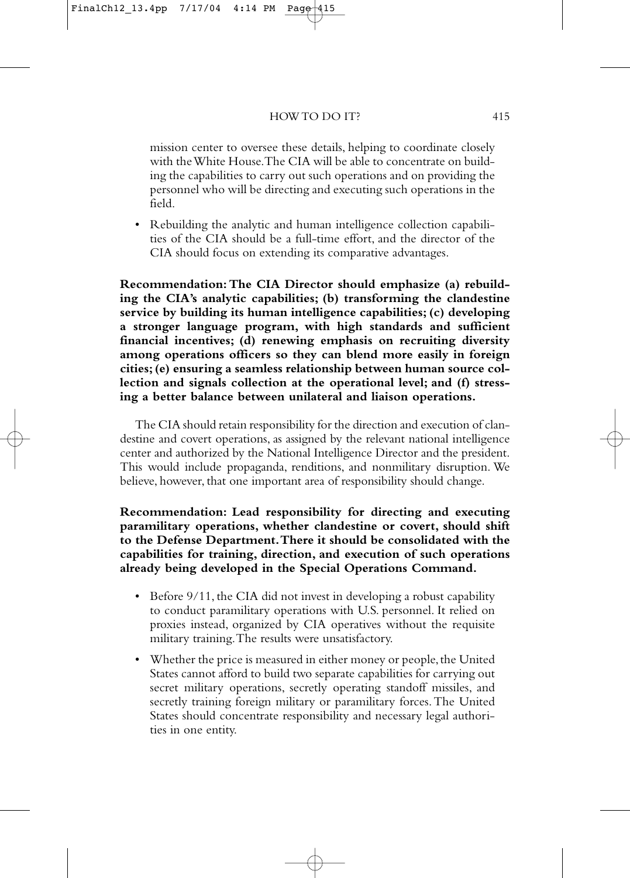mission center to oversee these details, helping to coordinate closely with the White House. The CIA will be able to concentrate on building the capabilities to carry out such operations and on providing the personnel who will be directing and executing such operations in the field.

- Rebuilding the analytic and human intelligence collection capabilities of the CIA should be a full-time effort, and the director of the CIA should focus on extending its comparative advantages.

**Recommendation: The CIA Director should emphasize (a) rebuilding the CIA's analytic capabilities; (b) transforming the clandestine service by building its human intelligence capabilities; (c) developing a stronger language program, with high standards and sufficient financial incentives; (d) renewing emphasis on recruiting diversity among operations officers so they can blend more easily in foreign cities; (e) ensuring a seamless relationship between human source collection and signals collection at the operational level; and (f) stressing a better balance between unilateral and liaison operations.**

The CIA should retain responsibility for the direction and execution of clandestine and covert operations, as assigned by the relevant national intelligence center and authorized by the National Intelligence Director and the president. This would include propaganda, renditions, and nonmilitary disruption. We believe, however, that one important area of responsibility should change.

**Recommendation: Lead responsibility for directing and executing paramilitary operations, whether clandestine or covert, should shift to the Defense Department. There it should be consolidated with the capabilities for training, direction, and execution of such operations already being developed in the Special Operations Command.**

- Before 9/11, the CIA did not invest in developing a robust capability to conduct paramilitary operations with U.S. personnel. It relied on proxies instead, organized by CIA operatives without the requisite military training. The results were unsatisfactory.
- Whether the price is measured in either money or people, the United States cannot afford to build two separate capabilities for carrying out secret military operations, secretly operating standoff missiles, and secretly training foreign military or paramilitary forces. The United States should concentrate responsibility and necessary legal authorities in one entity.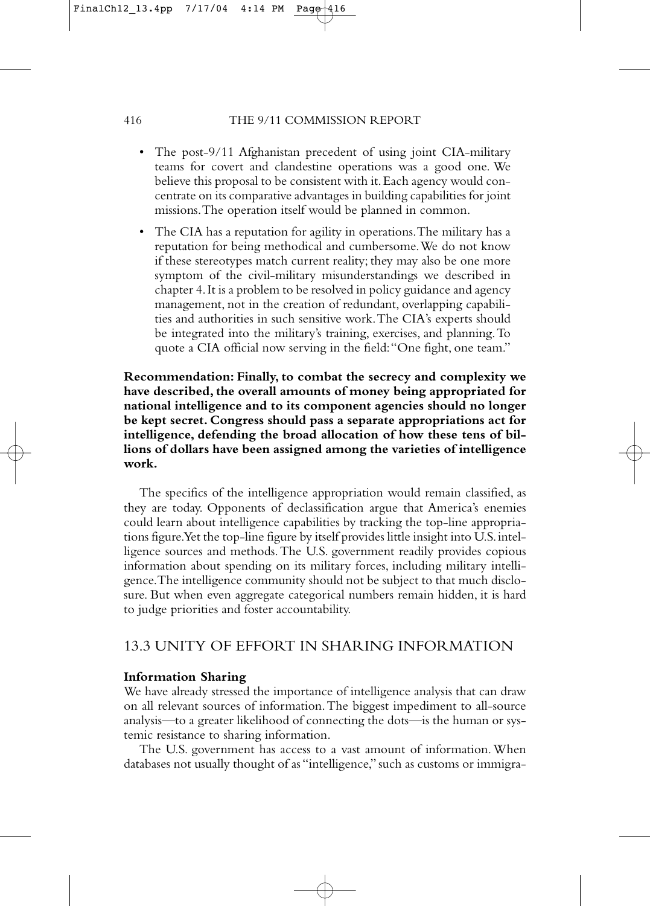- The post-9/11 Afghanistan precedent of using joint CIA-military teams for covert and clandestine operations was a good one. We believe this proposal to be consistent with it. Each agency would concentrate on its comparative advantages in building capabilities for joint missions. The operation itself would be planned in common.
- The CIA has a reputation for agility in operations. The military has a reputation for being methodical and cumbersome. We do not know if these stereotypes match current reality; they may also be one more symptom of the civil-military misunderstandings we described in chapter 4. It is a problem to be resolved in policy guidance and agency management, not in the creation of redundant, overlapping capabilities and authorities in such sensitive work. The CIA's experts should be integrated into the military's training, exercises, and planning. To quote a CIA official now serving in the field: "One fight, one team."

**Recommendation: Finally, to combat the secrecy and complexity we have described, the overall amounts of money being appropriated for national intelligence and to its component agencies should no longer be kept secret. Congress should pass a separate appropriations act for intelligence, defending the broad allocation of how these tens of billions of dollars have been assigned among the varieties of intelligence work.**

The specifics of the intelligence appropriation would remain classified, as they are today. Opponents of declassification argue that America's enemies could learn about intelligence capabilities by tracking the top-line appropriations figure. Yet the top-line figure by itself provides little insight into U.S. intelligence sources and methods. The U.S. government readily provides copious information about spending on its military forces, including military intelligence. The intelligence community should not be subject to that much disclosure. But when even aggregate categorical numbers remain hidden, it is hard to judge priorities and foster accountability.

## 13.3 UNITY OF EFFORT IN SHARING INFORMATION

**Information Sharing**

We have already stressed the importance of intelligence analysis that can draw on all relevant sources of information. The biggest impediment to all-source analysis—to a greater likelihood of connecting the dots—is the human or systemic resistance to sharing information.

The U.S. government has access to a vast amount of information. When databases not usually thought of as "intelligence," such as customs or immigra-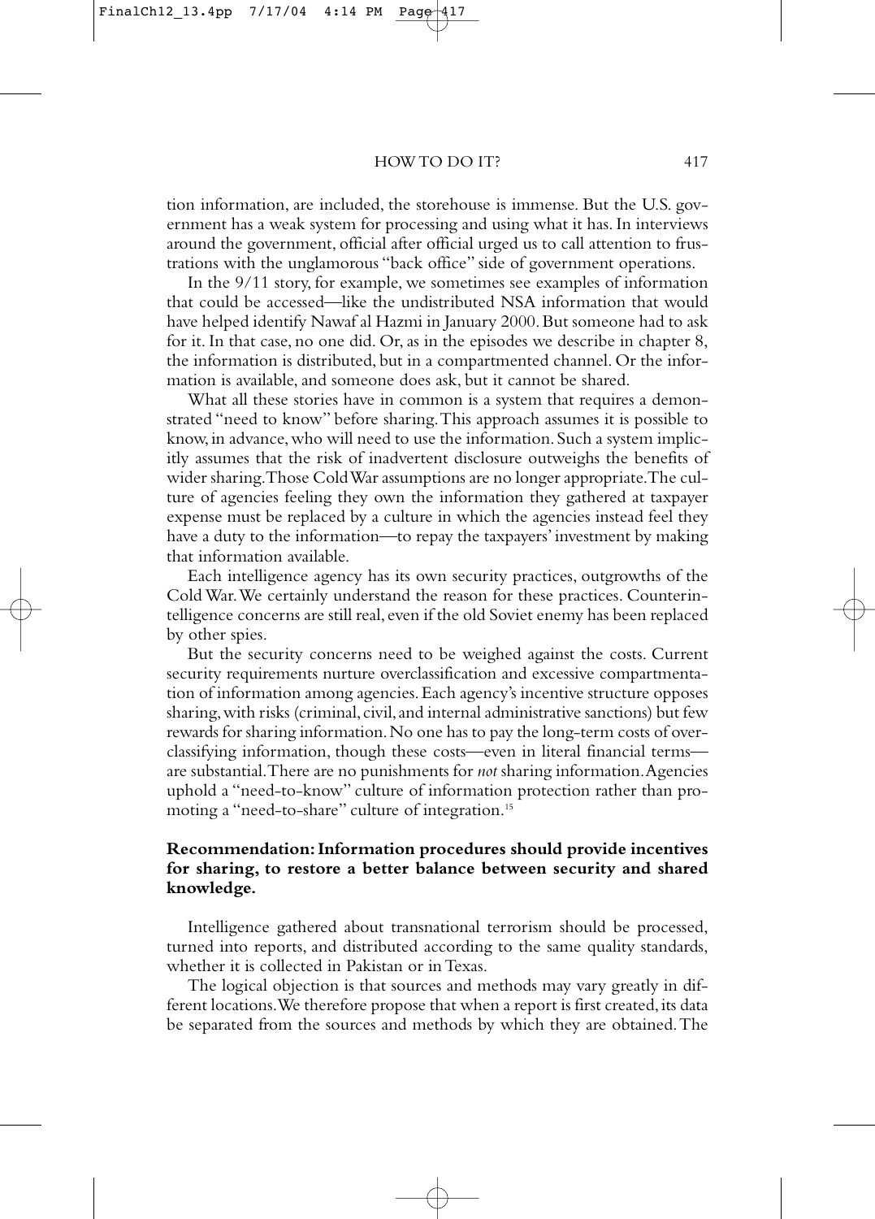tion information, are included, the storehouse is immense. But the U.S. government has a weak system for processing and using what it has. In interviews around the government, official after official urged us to call attention to frustrations with the unglamorous "back office" side of government operations.

In the 9/11 story, for example, we sometimes see examples of information that could be accessed—like the undistributed NSA information that would have helped identify Nawaf al Hazmi in January 2000. But someone had to ask for it. In that case, no one did. Or, as in the episodes we describe in chapter 8, the information is distributed, but in a compartmented channel. Or the information is available, and someone does ask, but it cannot be shared.

What all these stories have in common is a system that requires a demonstrated "need to know" before sharing. This approach assumes it is possible to know, in advance, who will need to use the information. Such a system implicitly assumes that the risk of inadvertent disclosure outweighs the benefits of wider sharing. Those Cold War assumptions are no longer appropriate. The culture of agencies feeling they own the information they gathered at taxpayer expense must be replaced by a culture in which the agencies instead feel they have a duty to the information—to repay the taxpayers' investment by making that information available.

Each intelligence agency has its own security practices, outgrowths of the Cold War. We certainly understand the reason for these practices. Counterintelligence concerns are still real, even if the old Soviet enemy has been replaced by other spies.

But the security concerns need to be weighed against the costs. Current security requirements nurture overclassification and excessive compartmentation of information among agencies. Each agency's incentive structure opposes sharing, with risks (criminal, civil, and internal administrative sanctions) but few rewards for sharing information. No one has to pay the long-term costs of overclassifying information, though these costs—even in literal financial terms—are substantial. There are no punishments for *not* sharing information. Agencies uphold a "need-to-know" culture of information protection rather than promoting a "need-to-share" culture of integration.[15]

**Recommendation: Information procedures should provide incentives for sharing, to restore a better balance between security and shared knowledge.**

Intelligence gathered about transnational terrorism should be processed, turned into reports, and distributed according to the same quality standards, whether it is collected in Pakistan or in Texas.

The logical objection is that sources and methods may vary greatly in different locations. We therefore propose that when a report is first created, its data be separated from the sources and methods by which they are obtained. The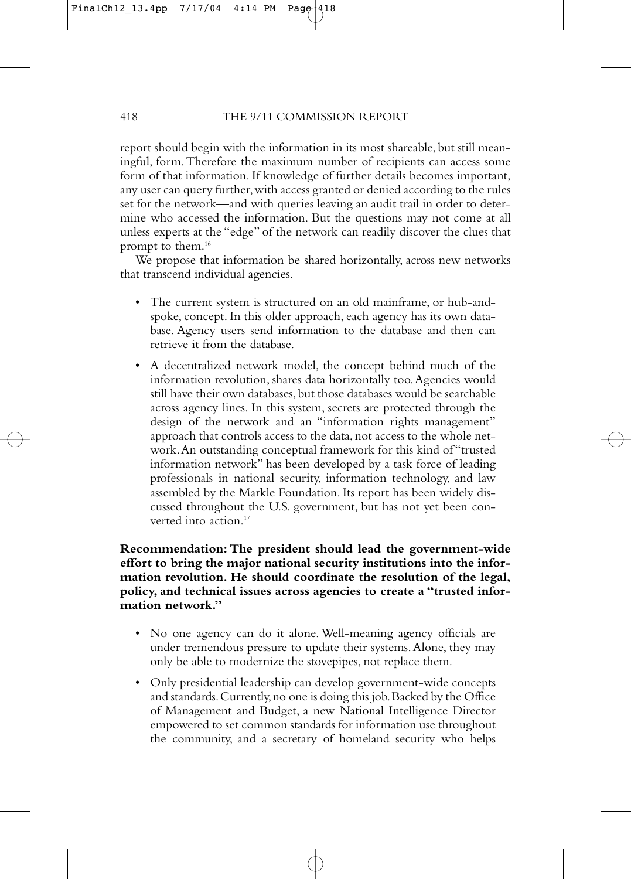report should begin with the information in its most shareable, but still meaningful, form. Therefore the maximum number of recipients can access some form of that information. If knowledge of further details becomes important, any user can query further, with access granted or denied according to the rules set for the network—and with queries leaving an audit trail in order to determine who accessed the information. But the questions may not come at all unless experts at the "edge" of the network can readily discover the clues that prompt to them.[16]

We propose that information be shared horizontally, across new networks that transcend individual agencies.

- The current system is structured on an old mainframe, or hub-and-spoke, concept. In this older approach, each agency has its own database. Agency users send information to the database and then can retrieve it from the database.
- A decentralized network model, the concept behind much of the information revolution, shares data horizontally too. Agencies would still have their own databases, but those databases would be searchable across agency lines. In this system, secrets are protected through the design of the network and an "information rights management" approach that controls access to the data, not access to the whole network. An outstanding conceptual framework for this kind of "trusted information network" has been developed by a task force of leading professionals in national security, information technology, and law assembled by the Markle Foundation. Its report has been widely discussed throughout the U.S. government, but has not yet been converted into action.[17]

**Recommendation: The president should lead the government-wide effort to bring the major national security institutions into the information revolution. He should coordinate the resolution of the legal, policy, and technical issues across agencies to create a "trusted information network."**

- No one agency can do it alone. Well-meaning agency officials are under tremendous pressure to update their systems. Alone, they may only be able to modernize the stovepipes, not replace them.
- Only presidential leadership can develop government-wide concepts and standards. Currently, no one is doing this job. Backed by the Office of Management and Budget, a new National Intelligence Director empowered to set common standards for information use throughout the community, and a secretary of homeland security who helps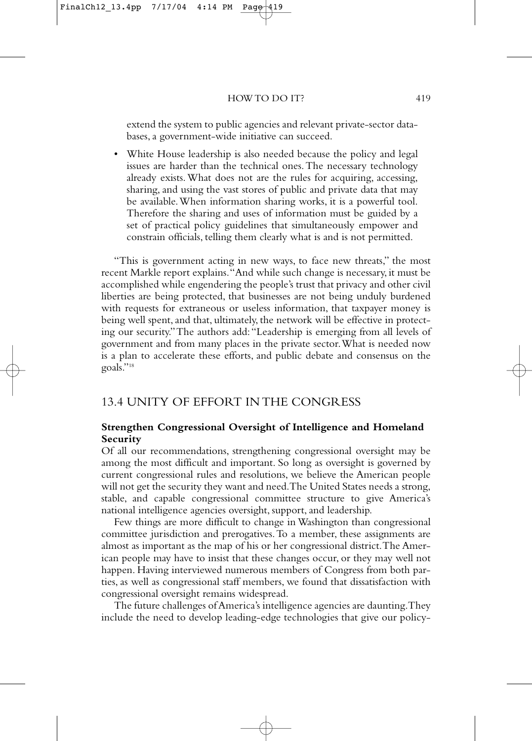extend the system to public agencies and relevant private-sector databases, a government-wide initiative can succeed.

- White House leadership is also needed because the policy and legal issues are harder than the technical ones. The necessary technology already exists. What does not are the rules for acquiring, accessing, sharing, and using the vast stores of public and private data that may be available. When information sharing works, it is a powerful tool. Therefore the sharing and uses of information must be guided by a set of practical policy guidelines that simultaneously empower and constrain officials, telling them clearly what is and is not permitted.

"This is government acting in new ways, to face new threats," the most recent Markle report explains. "And while such change is necessary, it must be accomplished while engendering the people's trust that privacy and other civil liberties are being protected, that businesses are not being unduly burdened with requests for extraneous or useless information, that taxpayer money is being well spent, and that, ultimately, the network will be effective in protecting our security." The authors add: "Leadership is emerging from all levels of government and from many places in the private sector. What is needed now is a plan to accelerate these efforts, and public debate and consensus on the goals."[18]

## 13.4 UNITY OF EFFORT IN THE CONGRESS

**Strengthen Congressional Oversight of Intelligence and Homeland Security**

Of all our recommendations, strengthening congressional oversight may be among the most difficult and important. So long as oversight is governed by current congressional rules and resolutions, we believe the American people will not get the security they want and need. The United States needs a strong, stable, and capable congressional committee structure to give America's national intelligence agencies oversight, support, and leadership.

Few things are more difficult to change in Washington than congressional committee jurisdiction and prerogatives. To a member, these assignments are almost as important as the map of his or her congressional district. The American people may have to insist that these changes occur, or they may well not happen. Having interviewed numerous members of Congress from both parties, as well as congressional staff members, we found that dissatisfaction with congressional oversight remains widespread.

The future challenges of America's intelligence agencies are daunting. They include the need to develop leading-edge technologies that give our policy-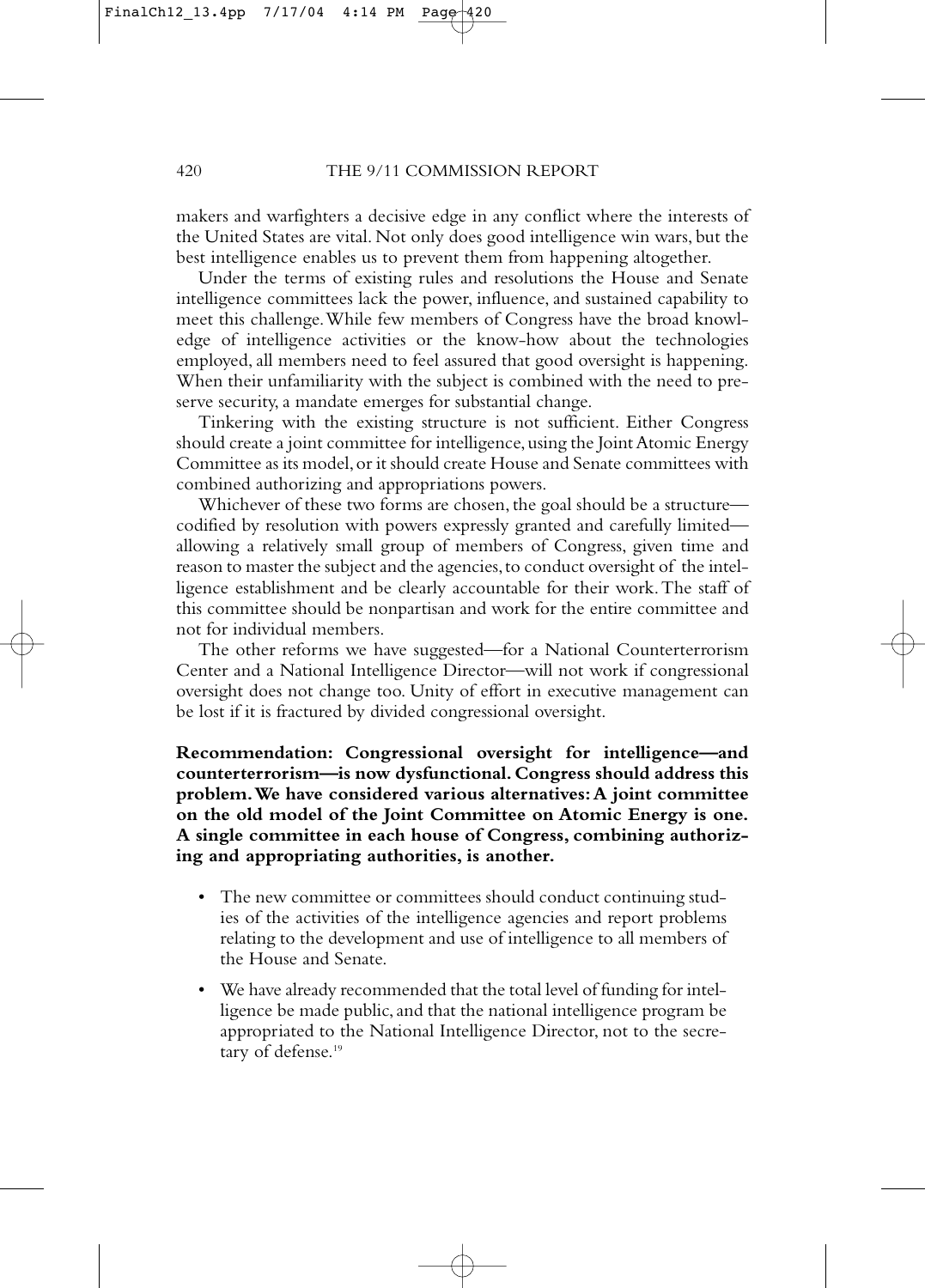makers and warfighters a decisive edge in any conflict where the interests of the United States are vital. Not only does good intelligence win wars, but the best intelligence enables us to prevent them from happening altogether.

Under the terms of existing rules and resolutions the House and Senate intelligence committees lack the power, influence, and sustained capability to meet this challenge. While few members of Congress have the broad knowledge of intelligence activities or the know-how about the technologies employed, all members need to feel assured that good oversight is happening. When their unfamiliarity with the subject is combined with the need to preserve security, a mandate emerges for substantial change.

Tinkering with the existing structure is not sufficient. Either Congress should create a joint committee for intelligence, using the Joint Atomic Energy Committee as its model, or it should create House and Senate committees with combined authorizing and appropriations powers.

Whichever of these two forms are chosen, the goal should be a structure—codified by resolution with powers expressly granted and carefully limited—allowing a relatively small group of members of Congress, given time and reason to master the subject and the agencies, to conduct oversight of the intelligence establishment and be clearly accountable for their work. The staff of this committee should be nonpartisan and work for the entire committee and not for individual members.

The other reforms we have suggested—for a National Counterterrorism Center and a National Intelligence Director—will not work if congressional oversight does not change too. Unity of effort in executive management can be lost if it is fractured by divided congressional oversight.

**Recommendation: Congressional oversight for intelligence—and counterterrorism—is now dysfunctional. Congress should address this problem. We have considered various alternatives: A joint committee on the old model of the Joint Committee on Atomic Energy is one. A single committee in each house of Congress, combining authorizing and appropriating authorities, is another.**

- The new committee or committees should conduct continuing studies of the activities of the intelligence agencies and report problems relating to the development and use of intelligence to all members of the House and Senate.
- We have already recommended that the total level of funding for intelligence be made public, and that the national intelligence program be appropriated to the National Intelligence Director, not to the secretary of defense.[19]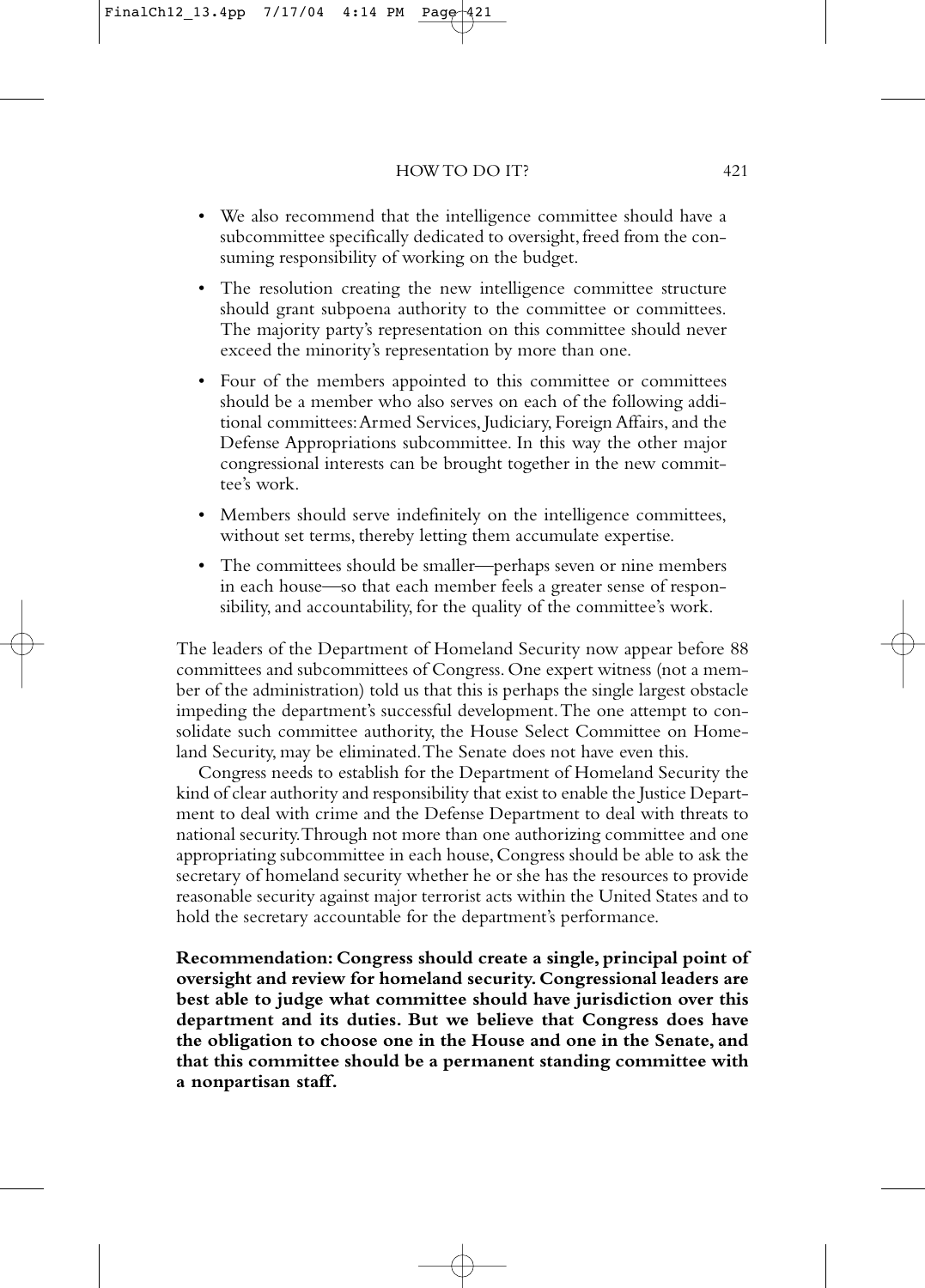- We also recommend that the intelligence committee should have a subcommittee specifically dedicated to oversight, freed from the consuming responsibility of working on the budget.
- The resolution creating the new intelligence committee structure should grant subpoena authority to the committee or committees. The majority party's representation on this committee should never exceed the minority's representation by more than one.
- Four of the members appointed to this committee or committees should be a member who also serves on each of the following additional committees: Armed Services, Judiciary, Foreign Affairs, and the Defense Appropriations subcommittee. In this way the other major congressional interests can be brought together in the new committee's work.
- Members should serve indefinitely on the intelligence committees, without set terms, thereby letting them accumulate expertise.
- The committees should be smaller—perhaps seven or nine members in each house—so that each member feels a greater sense of responsibility, and accountability, for the quality of the committee's work.

The leaders of the Department of Homeland Security now appear before 88 committees and subcommittees of Congress. One expert witness (not a member of the administration) told us that this is perhaps the single largest obstacle impeding the department's successful development. The one attempt to consolidate such committee authority, the House Select Committee on Homeland Security, may be eliminated. The Senate does not have even this.

Congress needs to establish for the Department of Homeland Security the kind of clear authority and responsibility that exist to enable the Justice Department to deal with crime and the Defense Department to deal with threats to national security. Through not more than one authorizing committee and one appropriating subcommittee in each house, Congress should be able to ask the secretary of homeland security whether he or she has the resources to provide reasonable security against major terrorist acts within the United States and to hold the secretary accountable for the department's performance.

**Recommendation: Congress should create a single, principal point of oversight and review for homeland security. Congressional leaders are best able to judge what committee should have jurisdiction over this department and its duties. But we believe that Congress does have the obligation to choose one in the House and one in the Senate, and that this committee should be a permanent standing committee with a nonpartisan staff.**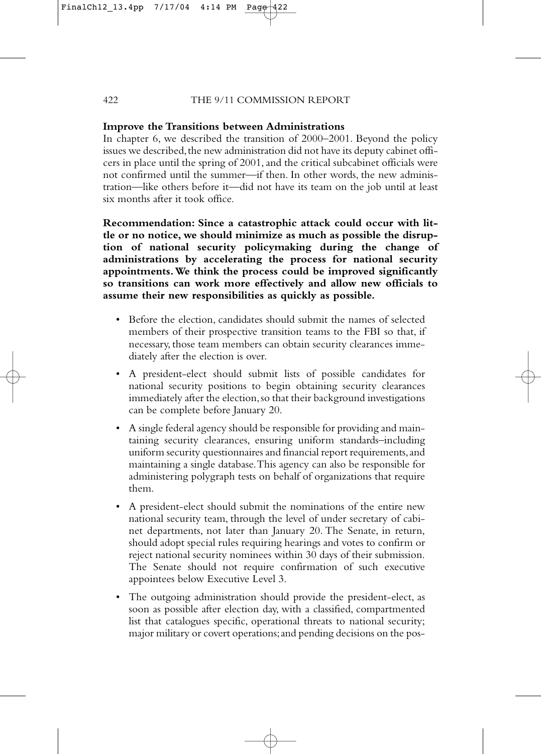**Improve the Transitions between Administrations**

In chapter 6, we described the transition of 2000–2001. Beyond the policy issues we described, the new administration did not have its deputy cabinet officers in place until the spring of 2001, and the critical subcabinet officials were not confirmed until the summer—if then. In other words, the new administration—like others before it—did not have its team on the job until at least six months after it took office.

**Recommendation: Since a catastrophic attack could occur with little or no notice, we should minimize as much as possible the disruption of national security policymaking during the change of administrations by accelerating the process for national security appointments. We think the process could be improved significantly so transitions can work more effectively and allow new officials to assume their new responsibilities as quickly as possible.**

- Before the election, candidates should submit the names of selected members of their prospective transition teams to the FBI so that, if necessary, those team members can obtain security clearances immediately after the election is over.
- A president-elect should submit lists of possible candidates for national security positions to begin obtaining security clearances immediately after the election, so that their background investigations can be complete before January 20.
- A single federal agency should be responsible for providing and maintaining security clearances, ensuring uniform standards–including uniform security questionnaires and financial report requirements, and maintaining a single database. This agency can also be responsible for administering polygraph tests on behalf of organizations that require them.
- A president-elect should submit the nominations of the entire new national security team, through the level of under secretary of cabinet departments, not later than January 20. The Senate, in return, should adopt special rules requiring hearings and votes to confirm or reject national security nominees within 30 days of their submission. The Senate should not require confirmation of such executive appointees below Executive Level 3.
- The outgoing administration should provide the president-elect, as soon as possible after election day, with a classified, compartmented list that catalogues specific, operational threats to national security; major military or covert operations; and pending decisions on the pos-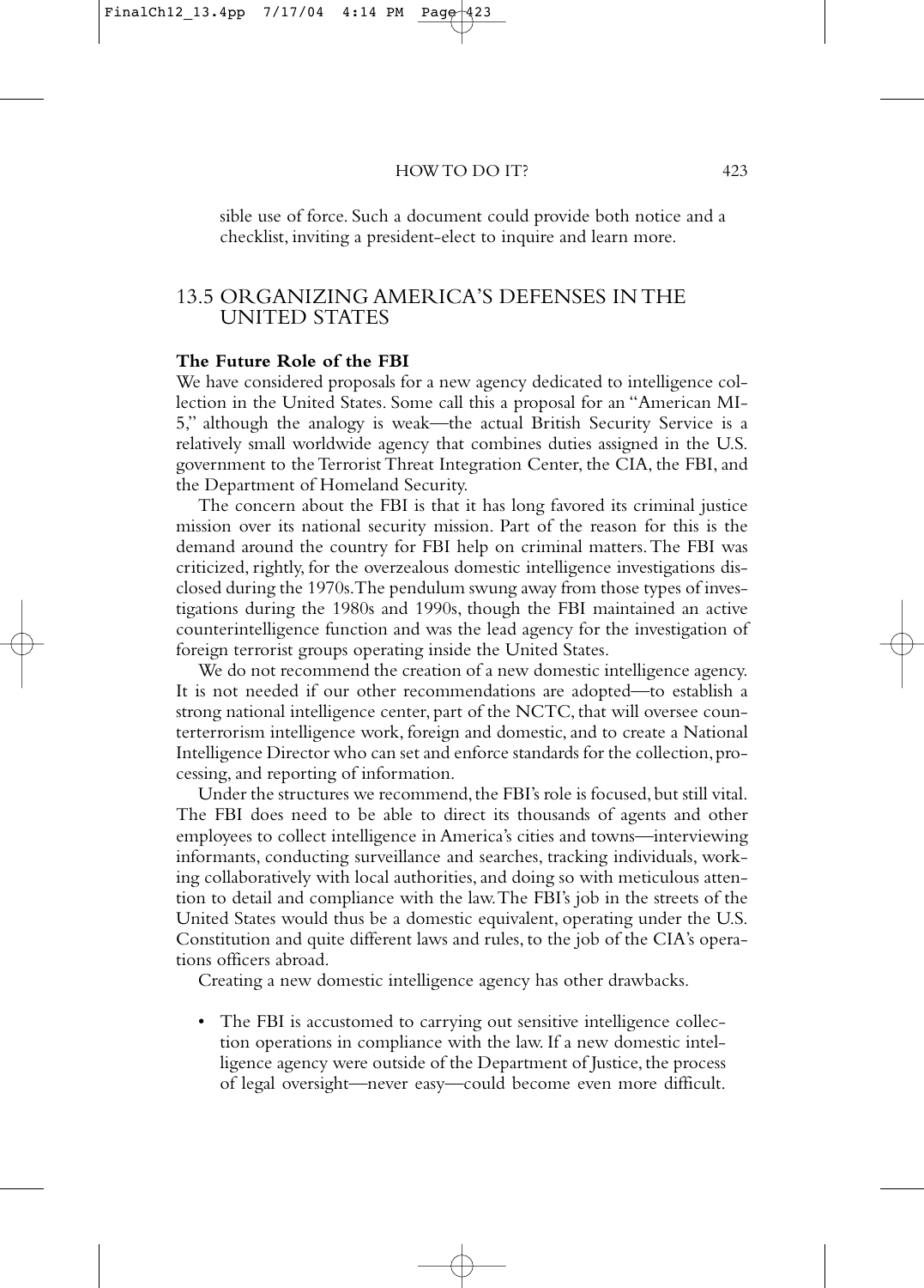sible use of force. Such a document could provide both notice and a checklist, inviting a president-elect to inquire and learn more.

## 13.5 ORGANIZING AMERICA'S DEFENSES IN THE UNITED STATES

**The Future Role of the FBI**

We have considered proposals for a new agency dedicated to intelligence collection in the United States. Some call this a proposal for an "American MI-5," although the analogy is weak—the actual British Security Service is a relatively small worldwide agency that combines duties assigned in the U.S. government to the Terrorist Threat Integration Center, the CIA, the FBI, and the Department of Homeland Security.

The concern about the FBI is that it has long favored its criminal justice mission over its national security mission. Part of the reason for this is the demand around the country for FBI help on criminal matters. The FBI was criticized, rightly, for the overzealous domestic intelligence investigations disclosed during the 1970s. The pendulum swung away from those types of investigations during the 1980s and 1990s, though the FBI maintained an active counterintelligence function and was the lead agency for the investigation of foreign terrorist groups operating inside the United States.

We do not recommend the creation of a new domestic intelligence agency. It is not needed if our other recommendations are adopted—to establish a strong national intelligence center, part of the NCTC, that will oversee counterterrorism intelligence work, foreign and domestic, and to create a National Intelligence Director who can set and enforce standards for the collection, processing, and reporting of information.

Under the structures we recommend, the FBI's role is focused, but still vital. The FBI does need to be able to direct its thousands of agents and other employees to collect intelligence in America's cities and towns—interviewing informants, conducting surveillance and searches, tracking individuals, working collaboratively with local authorities, and doing so with meticulous attention to detail and compliance with the law. The FBI's job in the streets of the United States would thus be a domestic equivalent, operating under the U.S. Constitution and quite different laws and rules, to the job of the CIA's operations officers abroad.

Creating a new domestic intelligence agency has other drawbacks.

- The FBI is accustomed to carrying out sensitive intelligence collection operations in compliance with the law. If a new domestic intelligence agency were outside of the Department of Justice, the process of legal oversight—never easy—could become even more difficult.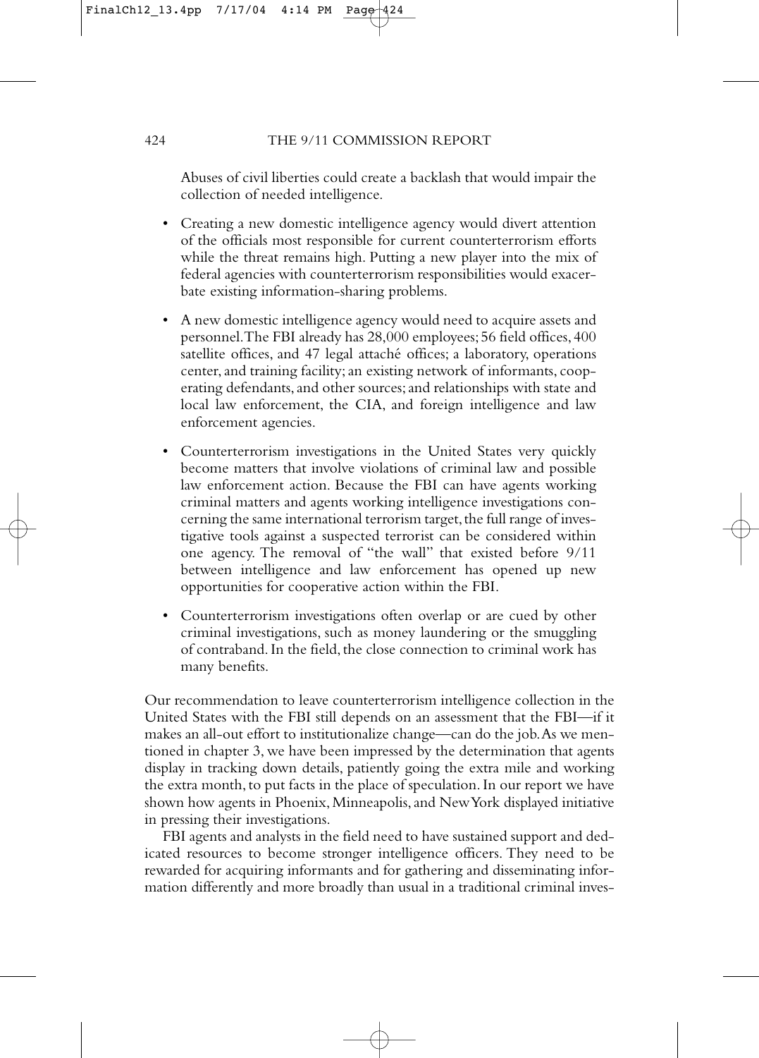Abuses of civil liberties could create a backlash that would impair the collection of needed intelligence.

- Creating a new domestic intelligence agency would divert attention of the officials most responsible for current counterterrorism efforts while the threat remains high. Putting a new player into the mix of federal agencies with counterterrorism responsibilities would exacerbate existing information-sharing problems.
- A new domestic intelligence agency would need to acquire assets and personnel. The FBI already has 28,000 employees; 56 field offices, 400 satellite offices, and 47 legal attaché offices; a laboratory, operations center, and training facility; an existing network of informants, cooperating defendants, and other sources; and relationships with state and local law enforcement, the CIA, and foreign intelligence and law enforcement agencies.
- Counterterrorism investigations in the United States very quickly become matters that involve violations of criminal law and possible law enforcement action. Because the FBI can have agents working criminal matters and agents working intelligence investigations concerning the same international terrorism target, the full range of investigative tools against a suspected terrorist can be considered within one agency. The removal of "the wall" that existed before 9/11 between intelligence and law enforcement has opened up new opportunities for cooperative action within the FBI.
- Counterterrorism investigations often overlap or are cued by other criminal investigations, such as money laundering or the smuggling of contraband. In the field, the close connection to criminal work has many benefits.

Our recommendation to leave counterterrorism intelligence collection in the United States with the FBI still depends on an assessment that the FBI—if it makes an all-out effort to institutionalize change—can do the job. As we mentioned in chapter 3, we have been impressed by the determination that agents display in tracking down details, patiently going the extra mile and working the extra month, to put facts in the place of speculation. In our report we have shown how agents in Phoenix, Minneapolis, and New York displayed initiative in pressing their investigations.

FBI agents and analysts in the field need to have sustained support and dedicated resources to become stronger intelligence officers. They need to be rewarded for acquiring informants and for gathering and disseminating information differently and more broadly than usual in a traditional criminal inves-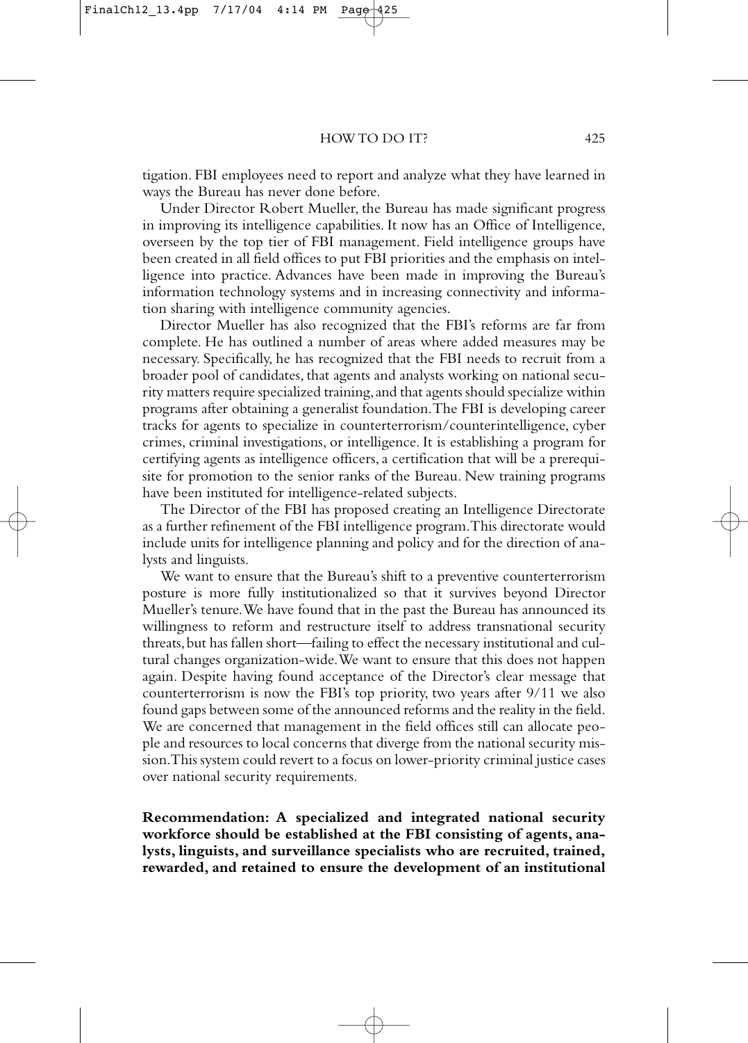tigation. FBI employees need to report and analyze what they have learned in ways the Bureau has never done before.

Under Director Robert Mueller, the Bureau has made significant progress in improving its intelligence capabilities. It now has an Office of Intelligence, overseen by the top tier of FBI management. Field intelligence groups have been created in all field offices to put FBI priorities and the emphasis on intelligence into practice. Advances have been made in improving the Bureau's information technology systems and in increasing connectivity and information sharing with intelligence community agencies.

Director Mueller has also recognized that the FBI's reforms are far from complete. He has outlined a number of areas where added measures may be necessary. Specifically, he has recognized that the FBI needs to recruit from a broader pool of candidates, that agents and analysts working on national security matters require specialized training, and that agents should specialize within programs after obtaining a generalist foundation. The FBI is developing career tracks for agents to specialize in counterterrorism/counterintelligence, cyber crimes, criminal investigations, or intelligence. It is establishing a program for certifying agents as intelligence officers, a certification that will be a prerequisite for promotion to the senior ranks of the Bureau. New training programs have been instituted for intelligence-related subjects.

The Director of the FBI has proposed creating an Intelligence Directorate as a further refinement of the FBI intelligence program. This directorate would include units for intelligence planning and policy and for the direction of analysts and linguists.

We want to ensure that the Bureau's shift to a preventive counterterrorism posture is more fully institutionalized so that it survives beyond Director Mueller's tenure. We have found that in the past the Bureau has announced its willingness to reform and restructure itself to address transnational security threats, but has fallen short—failing to effect the necessary institutional and cultural changes organization-wide. We want to ensure that this does not happen again. Despite having found acceptance of the Director's clear message that counterterrorism is now the FBI's top priority, two years after 9/11 we also found gaps between some of the announced reforms and the reality in the field. We are concerned that management in the field offices still can allocate people and resources to local concerns that diverge from the national security mission. This system could revert to a focus on lower-priority criminal justice cases over national security requirements.

**Recommendation: A specialized and integrated national security workforce should be established at the FBI consisting of agents, analysts, linguists, and surveillance specialists who are recruited, trained, rewarded, and retained to ensure the development of an institutional**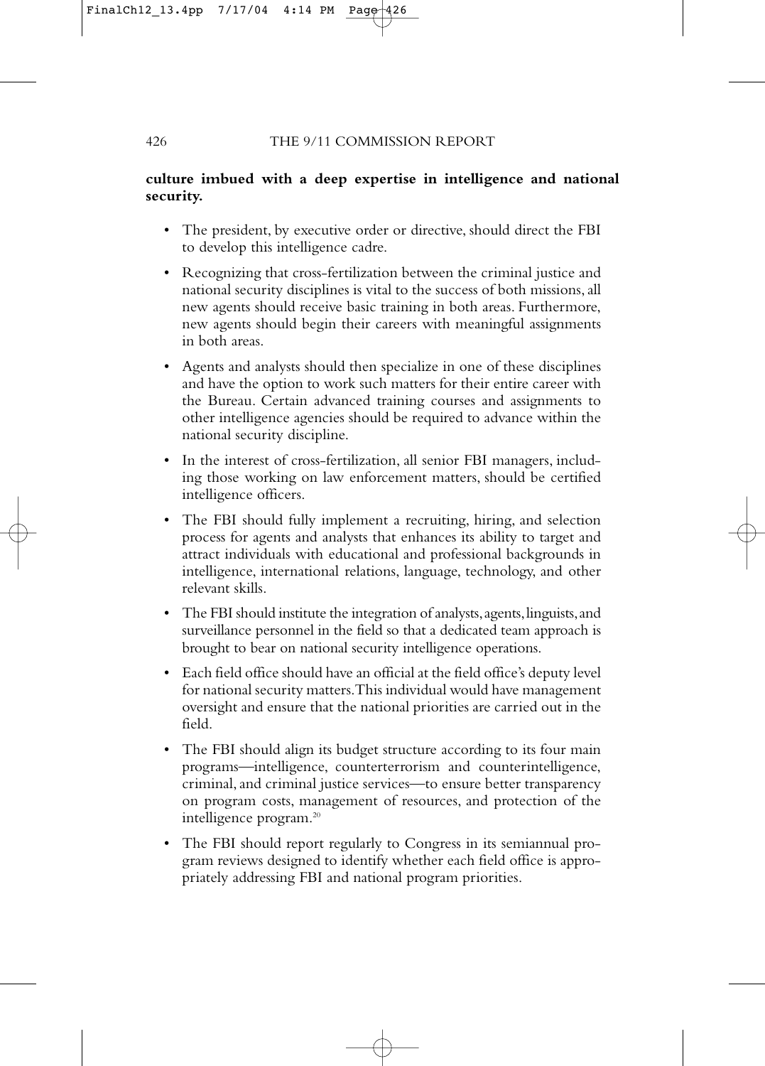**culture imbued with a deep expertise in intelligence and national security.**

- The president, by executive order or directive, should direct the FBI to develop this intelligence cadre.
- Recognizing that cross-fertilization between the criminal justice and national security disciplines is vital to the success of both missions, all new agents should receive basic training in both areas. Furthermore, new agents should begin their careers with meaningful assignments in both areas.
- Agents and analysts should then specialize in one of these disciplines and have the option to work such matters for their entire career with the Bureau. Certain advanced training courses and assignments to other intelligence agencies should be required to advance within the national security discipline.
- In the interest of cross-fertilization, all senior FBI managers, including those working on law enforcement matters, should be certified intelligence officers.
- The FBI should fully implement a recruiting, hiring, and selection process for agents and analysts that enhances its ability to target and attract individuals with educational and professional backgrounds in intelligence, international relations, language, technology, and other relevant skills.
- The FBI should institute the integration of analysts, agents, linguists, and surveillance personnel in the field so that a dedicated team approach is brought to bear on national security intelligence operations.
- Each field office should have an official at the field office's deputy level for national security matters. This individual would have management oversight and ensure that the national priorities are carried out in the field.
- The FBI should align its budget structure according to its four main programs—intelligence, counterterrorism and counterintelligence, criminal, and criminal justice services—to ensure better transparency on program costs, management of resources, and protection of the intelligence program.[20]
- The FBI should report regularly to Congress in its semiannual program reviews designed to identify whether each field office is appropriately addressing FBI and national program priorities.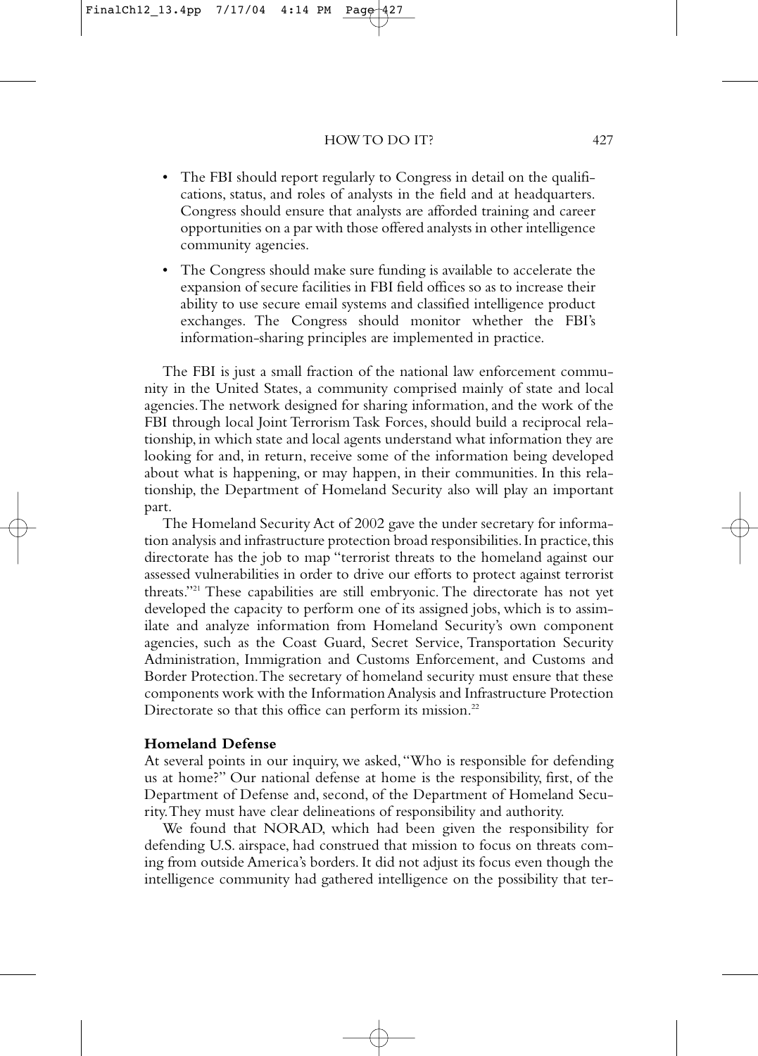- The FBI should report regularly to Congress in detail on the qualifications, status, and roles of analysts in the field and at headquarters. Congress should ensure that analysts are afforded training and career opportunities on a par with those offered analysts in other intelligence community agencies.
- The Congress should make sure funding is available to accelerate the expansion of secure facilities in FBI field offices so as to increase their ability to use secure email systems and classified intelligence product exchanges. The Congress should monitor whether the FBI's information-sharing principles are implemented in practice.

The FBI is just a small fraction of the national law enforcement community in the United States, a community comprised mainly of state and local agencies. The network designed for sharing information, and the work of the FBI through local Joint Terrorism Task Forces, should build a reciprocal relationship, in which state and local agents understand what information they are looking for and, in return, receive some of the information being developed about what is happening, or may happen, in their communities. In this relationship, the Department of Homeland Security also will play an important part.

The Homeland Security Act of 2002 gave the under secretary for information analysis and infrastructure protection broad responsibilities. In practice, this directorate has the job to map "terrorist threats to the homeland against our assessed vulnerabilities in order to drive our efforts to protect against terrorist threats."[21] These capabilities are still embryonic. The directorate has not yet developed the capacity to perform one of its assigned jobs, which is to assimilate and analyze information from Homeland Security's own component agencies, such as the Coast Guard, Secret Service, Transportation Security Administration, Immigration and Customs Enforcement, and Customs and Border Protection. The secretary of homeland security must ensure that these components work with the Information Analysis and Infrastructure Protection Directorate so that this office can perform its mission.[22]

**Homeland Defense**

At several points in our inquiry, we asked, "Who is responsible for defending us at home?" Our national defense at home is the responsibility, first, of the Department of Defense and, second, of the Department of Homeland Security. They must have clear delineations of responsibility and authority.

We found that NORAD, which had been given the responsibility for defending U.S. airspace, had construed that mission to focus on threats coming from outside America's borders. It did not adjust its focus even though the intelligence community had gathered intelligence on the possibility that ter-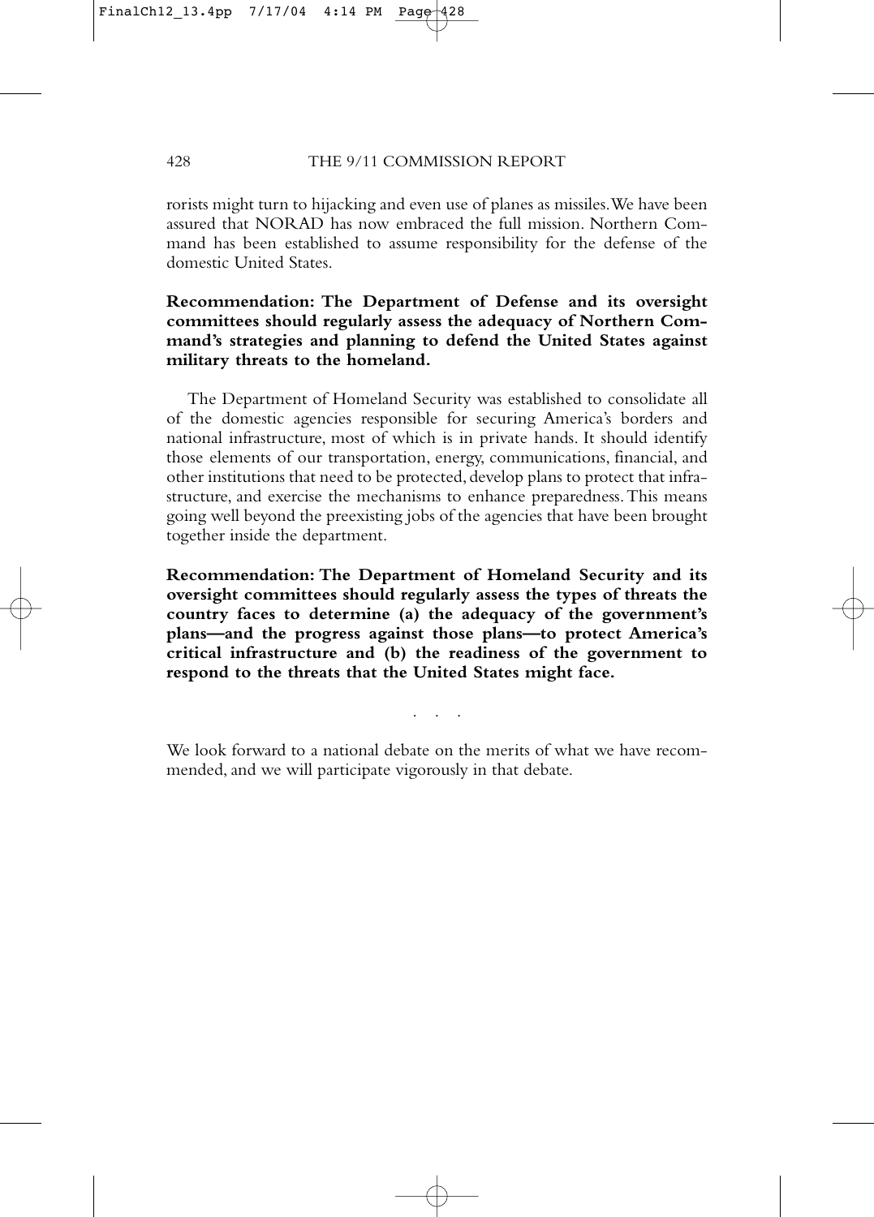rorists might turn to hijacking and even use of planes as missiles. We have been assured that NORAD has now embraced the full mission. Northern Command has been established to assume responsibility for the defense of the domestic United States.

**Recommendation: The Department of Defense and its oversight committees should regularly assess the adequacy of Northern Command's strategies and planning to defend the United States against military threats to the homeland.**

The Department of Homeland Security was established to consolidate all of the domestic agencies responsible for securing America's borders and national infrastructure, most of which is in private hands. It should identify those elements of our transportation, energy, communications, financial, and other institutions that need to be protected, develop plans to protect that infrastructure, and exercise the mechanisms to enhance preparedness. This means going well beyond the preexisting jobs of the agencies that have been brought together inside the department.

**Recommendation: The Department of Homeland Security and its oversight committees should regularly assess the types of threats the country faces to determine (a) the adequacy of the government's plans—and the progress against those plans—to protect America's critical infrastructure and (b) the readiness of the government to respond to the threats that the United States might face.**

. . .

We look forward to a national debate on the merits of what we have recommended, and we will participate vigorously in that debate.